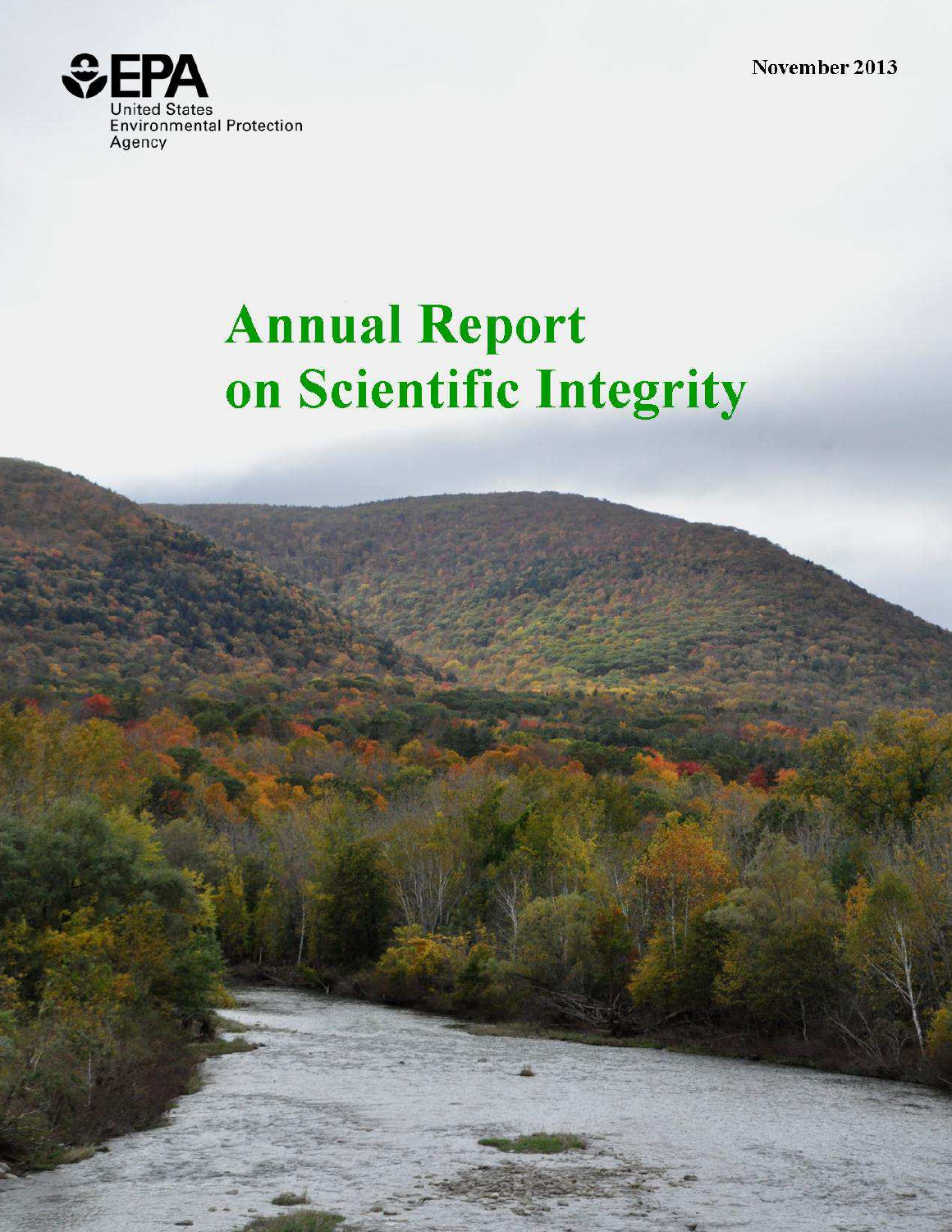United States Environmental Protection Agency

November 2013

# Annual Report on Scientific Integrity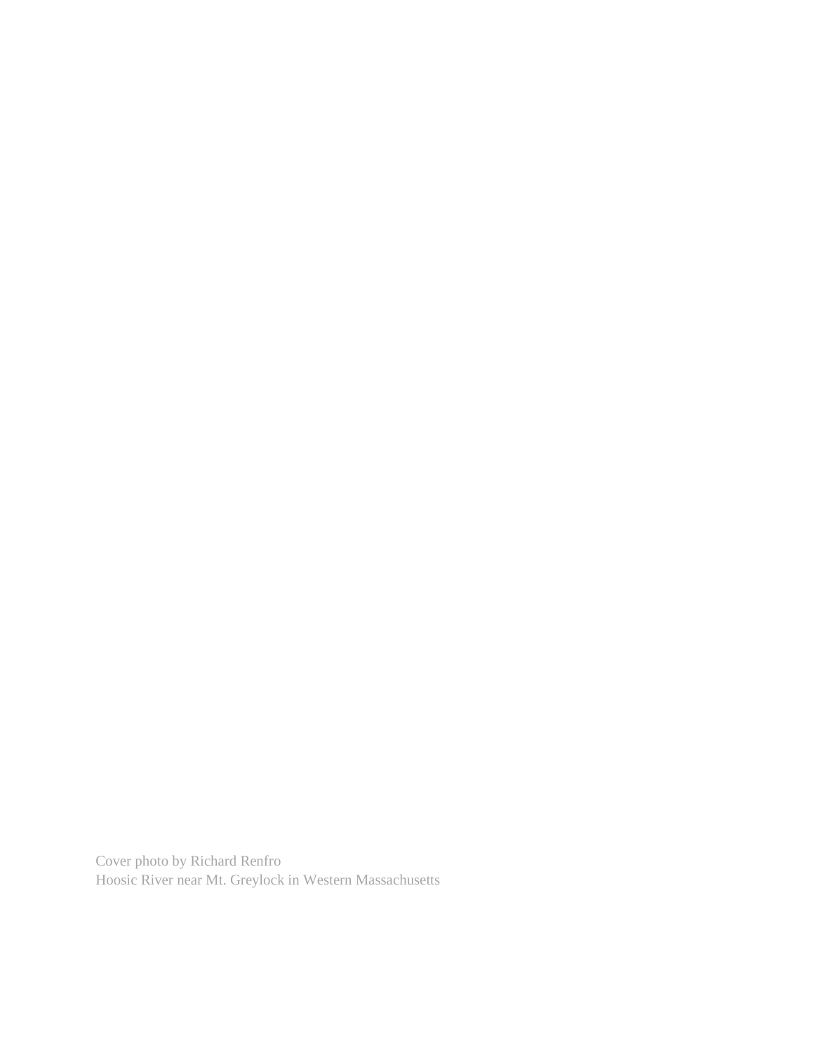Cover photo by Richard Renfro
Hoosic River near Mt. Greylock in Western Massachusetts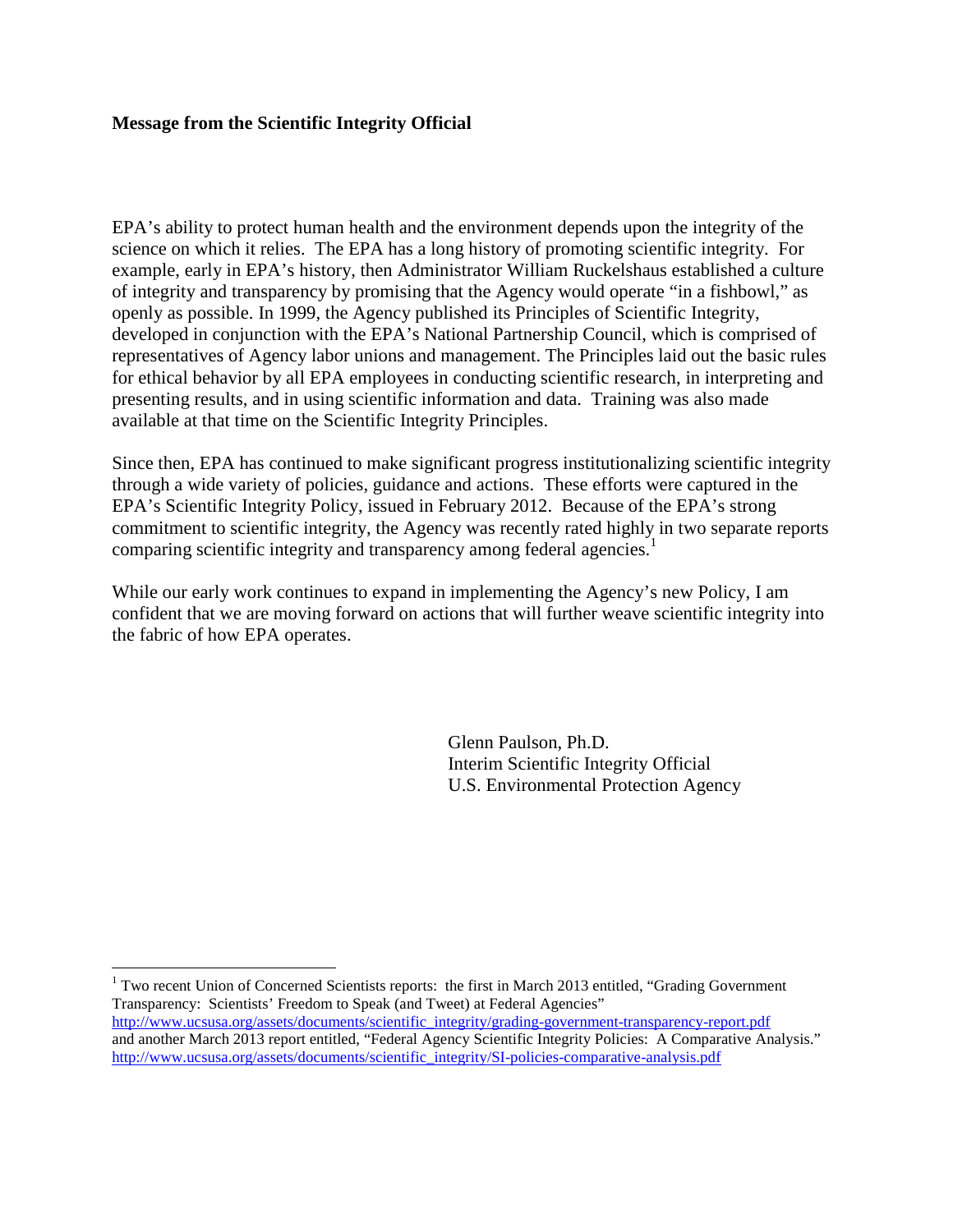**Message from the Scientific Integrity Official**

EPA's ability to protect human health and the environment depends upon the integrity of the science on which it relies. The EPA has a long history of promoting scientific integrity. For example, early in EPA's history, then Administrator William Ruckelshaus established a culture of integrity and transparency by promising that the Agency would operate "in a fishbowl," as openly as possible. In 1999, the Agency published its Principles of Scientific Integrity, developed in conjunction with the EPA's National Partnership Council, which is comprised of representatives of Agency labor unions and management. The Principles laid out the basic rules for ethical behavior by all EPA employees in conducting scientific research, in interpreting and presenting results, and in using scientific information and data. Training was also made available at that time on the Scientific Integrity Principles.

Since then, EPA has continued to make significant progress institutionalizing scientific integrity through a wide variety of policies, guidance and actions. These efforts were captured in the EPA's Scientific Integrity Policy, issued in February 2012. Because of the EPA's strong commitment to scientific integrity, the Agency was recently rated highly in two separate reports comparing scientific integrity and transparency among federal agencies.[1]

While our early work continues to expand in implementing the Agency's new Policy, I am confident that we are moving forward on actions that will further weave scientific integrity into the fabric of how EPA operates.

Glenn Paulson, Ph.D.
Interim Scientific Integrity Official
U.S. Environmental Protection Agency

---

[1] Two recent Union of Concerned Scientists reports: the first in March 2013 entitled, "Grading Government Transparency: Scientists' Freedom to Speak (and Tweet) at Federal Agencies" http://www.ucsusa.org/assets/documents/scientific_integrity/grading-government-transparency-report.pdf and another March 2013 report entitled, "Federal Agency Scientific Integrity Policies: A Comparative Analysis." http://www.ucsusa.org/assets/documents/scientific_integrity/SI-policies-comparative-analysis.pdf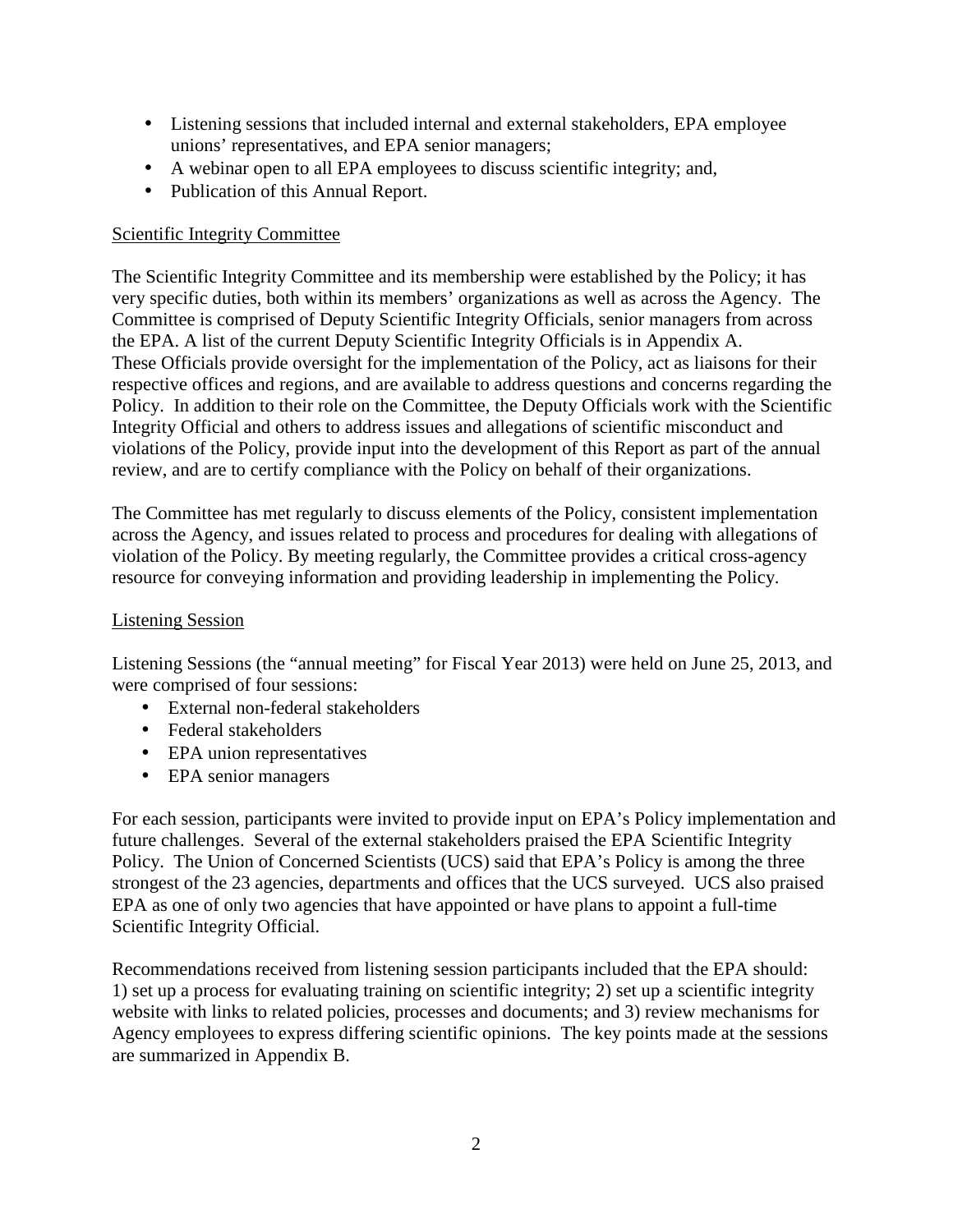- Listening sessions that included internal and external stakeholders, EPA employee unions' representatives, and EPA senior managers;
- A webinar open to all EPA employees to discuss scientific integrity; and,
- Publication of this Annual Report.

## Scientific Integrity Committee

The Scientific Integrity Committee and its membership were established by the Policy; it has very specific duties, both within its members' organizations as well as across the Agency. The Committee is comprised of Deputy Scientific Integrity Officials, senior managers from across the EPA. A list of the current Deputy Scientific Integrity Officials is in Appendix A. These Officials provide oversight for the implementation of the Policy, act as liaisons for their respective offices and regions, and are available to address questions and concerns regarding the Policy. In addition to their role on the Committee, the Deputy Officials work with the Scientific Integrity Official and others to address issues and allegations of scientific misconduct and violations of the Policy, provide input into the development of this Report as part of the annual review, and are to certify compliance with the Policy on behalf of their organizations.

The Committee has met regularly to discuss elements of the Policy, consistent implementation across the Agency, and issues related to process and procedures for dealing with allegations of violation of the Policy. By meeting regularly, the Committee provides a critical cross-agency resource for conveying information and providing leadership in implementing the Policy.

## Listening Session

Listening Sessions (the "annual meeting" for Fiscal Year 2013) were held on June 25, 2013, and were comprised of four sessions:

- External non-federal stakeholders
- Federal stakeholders
- EPA union representatives
- EPA senior managers

For each session, participants were invited to provide input on EPA's Policy implementation and future challenges. Several of the external stakeholders praised the EPA Scientific Integrity Policy. The Union of Concerned Scientists (UCS) said that EPA's Policy is among the three strongest of the 23 agencies, departments and offices that the UCS surveyed. UCS also praised EPA as one of only two agencies that have appointed or have plans to appoint a full-time Scientific Integrity Official.

Recommendations received from listening session participants included that the EPA should: 1) set up a process for evaluating training on scientific integrity; 2) set up a scientific integrity website with links to related policies, processes and documents; and 3) review mechanisms for Agency employees to express differing scientific opinions. The key points made at the sessions are summarized in Appendix B.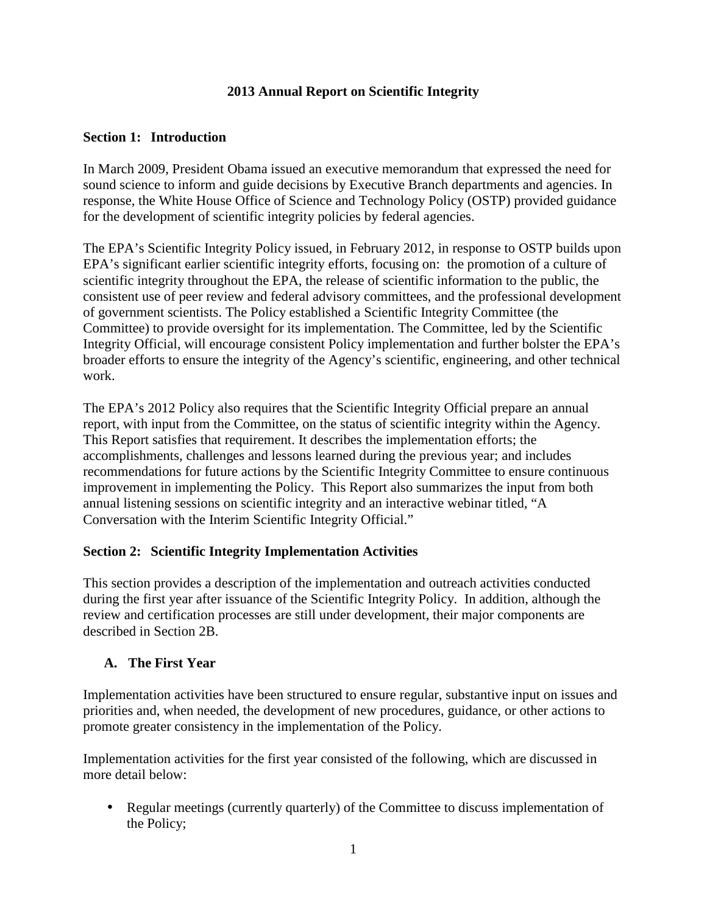# 2013 Annual Report on Scientific Integrity

## Section 1: Introduction

In March 2009, President Obama issued an executive memorandum that expressed the need for sound science to inform and guide decisions by Executive Branch departments and agencies. In response, the White House Office of Science and Technology Policy (OSTP) provided guidance for the development of scientific integrity policies by federal agencies.

The EPA's Scientific Integrity Policy issued, in February 2012, in response to OSTP builds upon EPA's significant earlier scientific integrity efforts, focusing on: the promotion of a culture of scientific integrity throughout the EPA, the release of scientific information to the public, the consistent use of peer review and federal advisory committees, and the professional development of government scientists. The Policy established a Scientific Integrity Committee (the Committee) to provide oversight for its implementation. The Committee, led by the Scientific Integrity Official, will encourage consistent Policy implementation and further bolster the EPA's broader efforts to ensure the integrity of the Agency's scientific, engineering, and other technical work.

The EPA's 2012 Policy also requires that the Scientific Integrity Official prepare an annual report, with input from the Committee, on the status of scientific integrity within the Agency. This Report satisfies that requirement. It describes the implementation efforts; the accomplishments, challenges and lessons learned during the previous year; and includes recommendations for future actions by the Scientific Integrity Committee to ensure continuous improvement in implementing the Policy. This Report also summarizes the input from both annual listening sessions on scientific integrity and an interactive webinar titled, "A Conversation with the Interim Scientific Integrity Official."

## Section 2: Scientific Integrity Implementation Activities

This section provides a description of the implementation and outreach activities conducted during the first year after issuance of the Scientific Integrity Policy. In addition, although the review and certification processes are still under development, their major components are described in Section 2B.

### A. The First Year

Implementation activities have been structured to ensure regular, substantive input on issues and priorities and, when needed, the development of new procedures, guidance, or other actions to promote greater consistency in the implementation of the Policy.

Implementation activities for the first year consisted of the following, which are discussed in more detail below:

- Regular meetings (currently quarterly) of the Committee to discuss implementation of the Policy;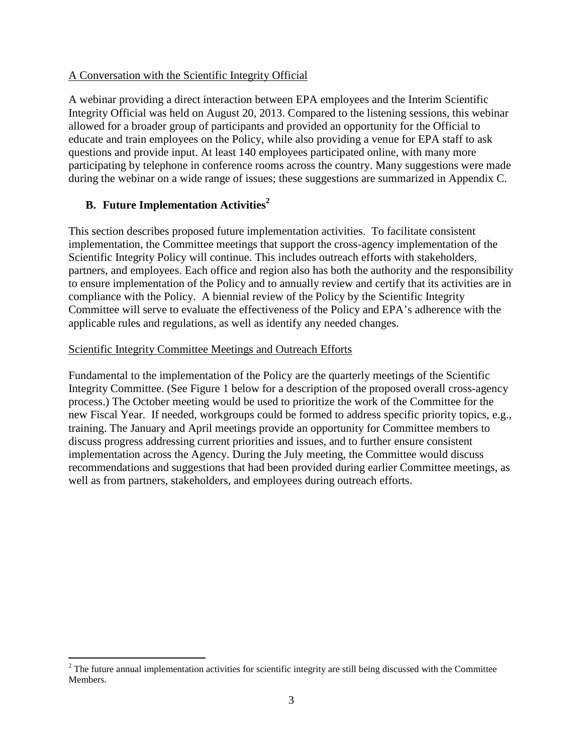A Conversation with the Scientific Integrity Official

A webinar providing a direct interaction between EPA employees and the Interim Scientific Integrity Official was held on August 20, 2013. Compared to the listening sessions, this webinar allowed for a broader group of participants and provided an opportunity for the Official to educate and train employees on the Policy, while also providing a venue for EPA staff to ask questions and provide input. At least 140 employees participated online, with many more participating by telephone in conference rooms across the country. Many suggestions were made during the webinar on a wide range of issues; these suggestions are summarized in Appendix C.

## B. Future Implementation Activities[2]

This section describes proposed future implementation activities. To facilitate consistent implementation, the Committee meetings that support the cross-agency implementation of the Scientific Integrity Policy will continue. This includes outreach efforts with stakeholders, partners, and employees. Each office and region also has both the authority and the responsibility to ensure implementation of the Policy and to annually review and certify that its activities are in compliance with the Policy. A biennial review of the Policy by the Scientific Integrity Committee will serve to evaluate the effectiveness of the Policy and EPA's adherence with the applicable rules and regulations, as well as identify any needed changes.

Scientific Integrity Committee Meetings and Outreach Efforts

Fundamental to the implementation of the Policy are the quarterly meetings of the Scientific Integrity Committee. (See Figure 1 below for a description of the proposed overall cross-agency process.) The October meeting would be used to prioritize the work of the Committee for the new Fiscal Year. If needed, workgroups could be formed to address specific priority topics, e.g., training. The January and April meetings provide an opportunity for Committee members to discuss progress addressing current priorities and issues, and to further ensure consistent implementation across the Agency. During the July meeting, the Committee would discuss recommendations and suggestions that had been provided during earlier Committee meetings, as well as from partners, stakeholders, and employees during outreach efforts.

[2] The future annual implementation activities for scientific integrity are still being discussed with the Committee Members.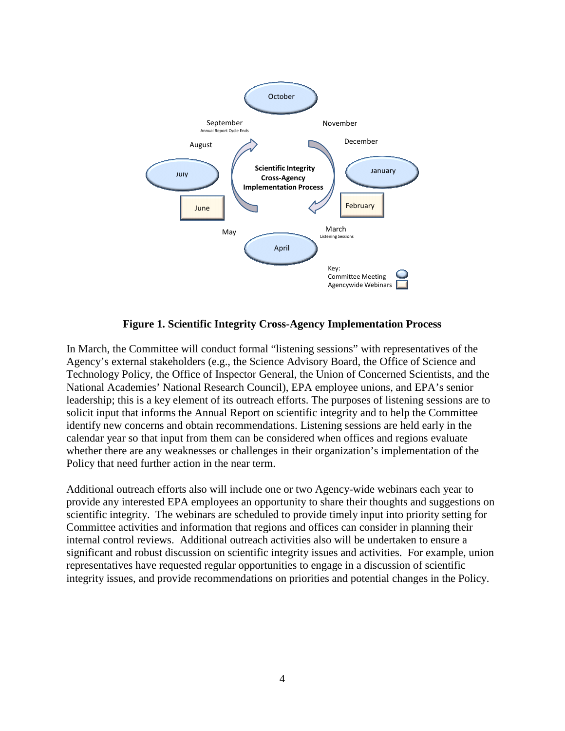**Figure 1. Scientific Integrity Cross-Agency Implementation Process**

In March, the Committee will conduct formal "listening sessions" with representatives of the Agency's external stakeholders (e.g., the Science Advisory Board, the Office of Science and Technology Policy, the Office of Inspector General, the Union of Concerned Scientists, and the National Academies' National Research Council), EPA employee unions, and EPA's senior leadership; this is a key element of its outreach efforts. The purposes of listening sessions are to solicit input that informs the Annual Report on scientific integrity and to help the Committee identify new concerns and obtain recommendations. Listening sessions are held early in the calendar year so that input from them can be considered when offices and regions evaluate whether there are any weaknesses or challenges in their organization's implementation of the Policy that need further action in the near term.

Additional outreach efforts also will include one or two Agency-wide webinars each year to provide any interested EPA employees an opportunity to share their thoughts and suggestions on scientific integrity. The webinars are scheduled to provide timely input into priority setting for Committee activities and information that regions and offices can consider in planning their internal control reviews. Additional outreach activities also will be undertaken to ensure a significant and robust discussion on scientific integrity issues and activities. For example, union representatives have requested regular opportunities to engage in a discussion of scientific integrity issues, and provide recommendations on priorities and potential changes in the Policy.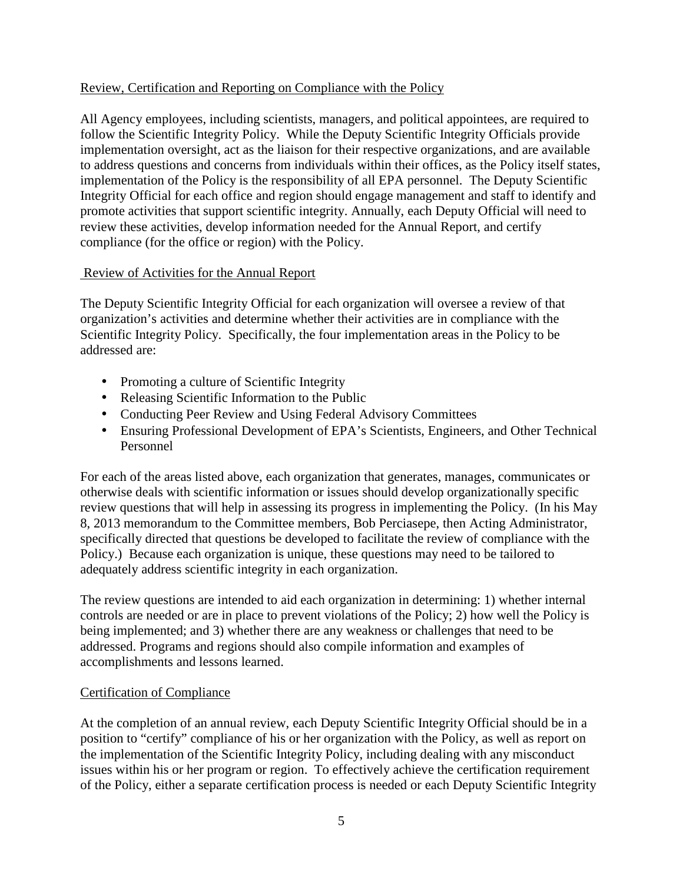## Review, Certification and Reporting on Compliance with the Policy

All Agency employees, including scientists, managers, and political appointees, are required to follow the Scientific Integrity Policy. While the Deputy Scientific Integrity Officials provide implementation oversight, act as the liaison for their respective organizations, and are available to address questions and concerns from individuals within their offices, as the Policy itself states, implementation of the Policy is the responsibility of all EPA personnel. The Deputy Scientific Integrity Official for each office and region should engage management and staff to identify and promote activities that support scientific integrity. Annually, each Deputy Official will need to review these activities, develop information needed for the Annual Report, and certify compliance (for the office or region) with the Policy.

### Review of Activities for the Annual Report

The Deputy Scientific Integrity Official for each organization will oversee a review of that organization's activities and determine whether their activities are in compliance with the Scientific Integrity Policy. Specifically, the four implementation areas in the Policy to be addressed are:

- Promoting a culture of Scientific Integrity
- Releasing Scientific Information to the Public
- Conducting Peer Review and Using Federal Advisory Committees
- Ensuring Professional Development of EPA's Scientists, Engineers, and Other Technical Personnel

For each of the areas listed above, each organization that generates, manages, communicates or otherwise deals with scientific information or issues should develop organizationally specific review questions that will help in assessing its progress in implementing the Policy. (In his May 8, 2013 memorandum to the Committee members, Bob Perciasepe, then Acting Administrator, specifically directed that questions be developed to facilitate the review of compliance with the Policy.) Because each organization is unique, these questions may need to be tailored to adequately address scientific integrity in each organization.

The review questions are intended to aid each organization in determining: 1) whether internal controls are needed or are in place to prevent violations of the Policy; 2) how well the Policy is being implemented; and 3) whether there are any weakness or challenges that need to be addressed. Programs and regions should also compile information and examples of accomplishments and lessons learned.

### Certification of Compliance

At the completion of an annual review, each Deputy Scientific Integrity Official should be in a position to "certify" compliance of his or her organization with the Policy, as well as report on the implementation of the Scientific Integrity Policy, including dealing with any misconduct issues within his or her program or region. To effectively achieve the certification requirement of the Policy, either a separate certification process is needed or each Deputy Scientific Integrity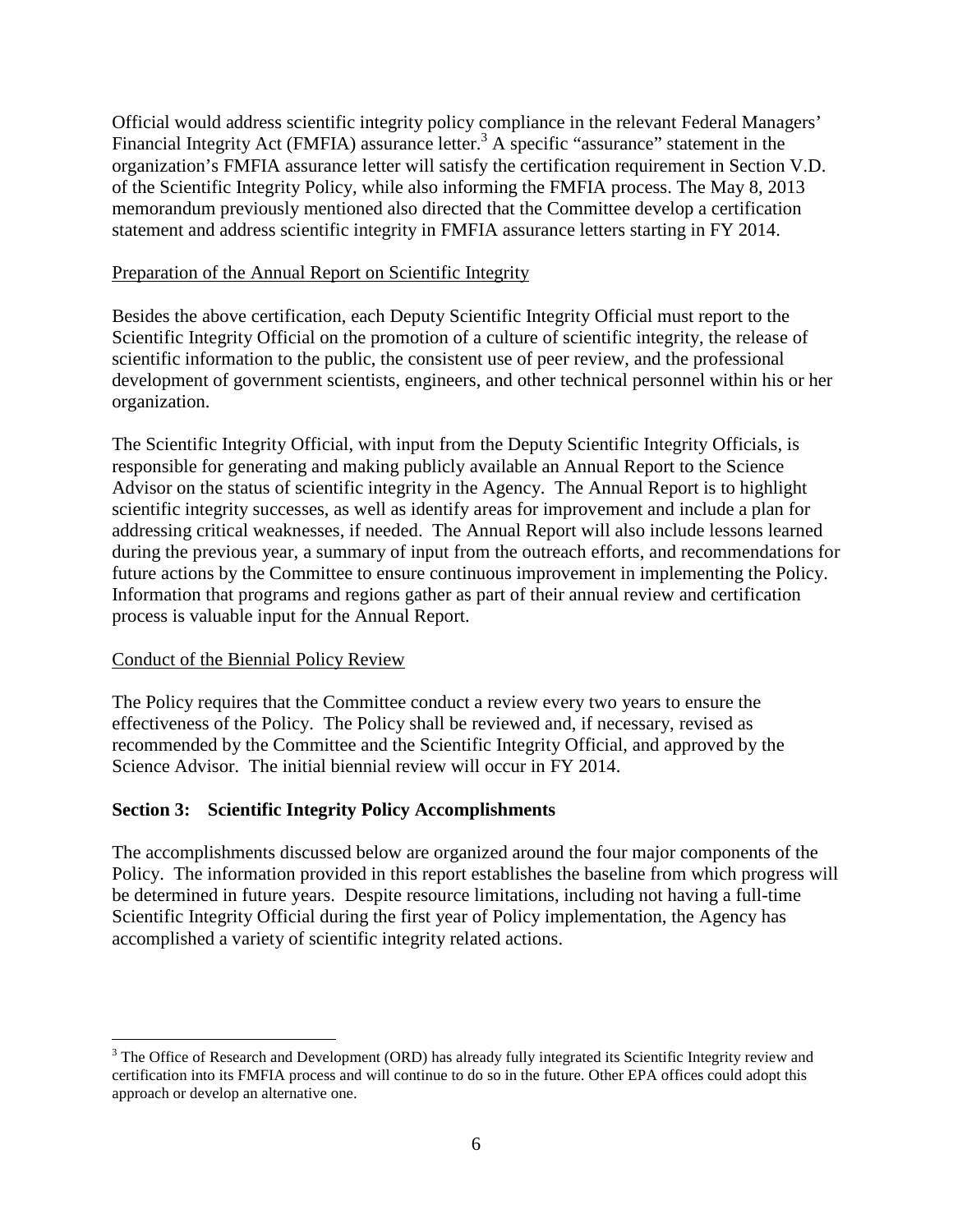Official would address scientific integrity policy compliance in the relevant Federal Managers' Financial Integrity Act (FMFIA) assurance letter.[3] A specific "assurance" statement in the organization's FMFIA assurance letter will satisfy the certification requirement in Section V.D. of the Scientific Integrity Policy, while also informing the FMFIA process. The May 8, 2013 memorandum previously mentioned also directed that the Committee develop a certification statement and address scientific integrity in FMFIA assurance letters starting in FY 2014.

<u>Preparation of the Annual Report on Scientific Integrity</u>

Besides the above certification, each Deputy Scientific Integrity Official must report to the Scientific Integrity Official on the promotion of a culture of scientific integrity, the release of scientific information to the public, the consistent use of peer review, and the professional development of government scientists, engineers, and other technical personnel within his or her organization.

The Scientific Integrity Official, with input from the Deputy Scientific Integrity Officials, is responsible for generating and making publicly available an Annual Report to the Science Advisor on the status of scientific integrity in the Agency. The Annual Report is to highlight scientific integrity successes, as well as identify areas for improvement and include a plan for addressing critical weaknesses, if needed. The Annual Report will also include lessons learned during the previous year, a summary of input from the outreach efforts, and recommendations for future actions by the Committee to ensure continuous improvement in implementing the Policy. Information that programs and regions gather as part of their annual review and certification process is valuable input for the Annual Report.

<u>Conduct of the Biennial Policy Review</u>

The Policy requires that the Committee conduct a review every two years to ensure the effectiveness of the Policy. The Policy shall be reviewed and, if necessary, revised as recommended by the Committee and the Scientific Integrity Official, and approved by the Science Advisor. The initial biennial review will occur in FY 2014.

## Section 3: Scientific Integrity Policy Accomplishments

The accomplishments discussed below are organized around the four major components of the Policy. The information provided in this report establishes the baseline from which progress will be determined in future years. Despite resource limitations, including not having a full-time Scientific Integrity Official during the first year of Policy implementation, the Agency has accomplished a variety of scientific integrity related actions.

---

[3] The Office of Research and Development (ORD) has already fully integrated its Scientific Integrity review and certification into its FMFIA process and will continue to do so in the future. Other EPA offices could adopt this approach or develop an alternative one.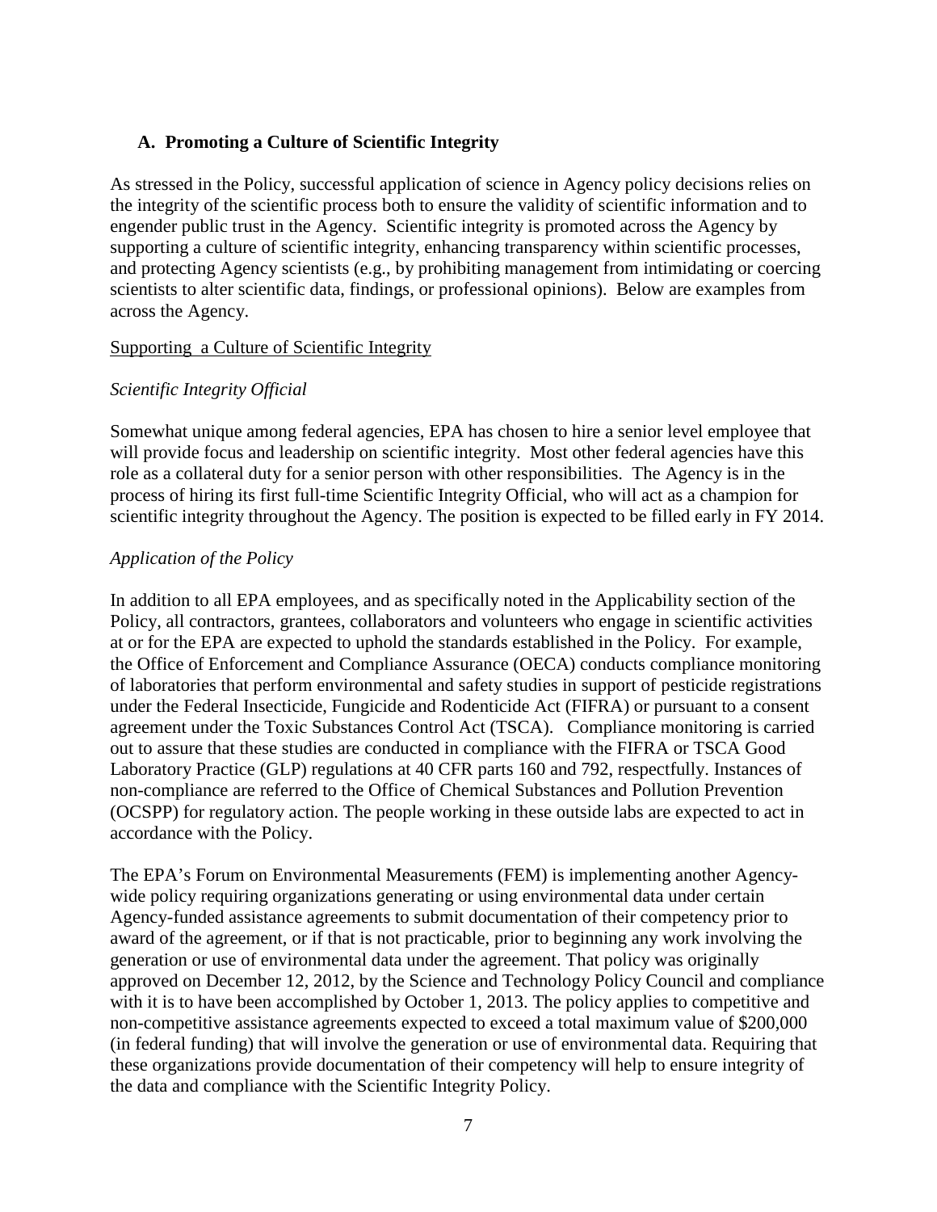### A. Promoting a Culture of Scientific Integrity

As stressed in the Policy, successful application of science in Agency policy decisions relies on the integrity of the scientific process both to ensure the validity of scientific information and to engender public trust in the Agency. Scientific integrity is promoted across the Agency by supporting a culture of scientific integrity, enhancing transparency within scientific processes, and protecting Agency scientists (e.g., by prohibiting management from intimidating or coercing scientists to alter scientific data, findings, or professional opinions). Below are examples from across the Agency.

Supporting a Culture of Scientific Integrity

*Scientific Integrity Official*

Somewhat unique among federal agencies, EPA has chosen to hire a senior level employee that will provide focus and leadership on scientific integrity. Most other federal agencies have this role as a collateral duty for a senior person with other responsibilities. The Agency is in the process of hiring its first full-time Scientific Integrity Official, who will act as a champion for scientific integrity throughout the Agency. The position is expected to be filled early in FY 2014.

*Application of the Policy*

In addition to all EPA employees, and as specifically noted in the Applicability section of the Policy, all contractors, grantees, collaborators and volunteers who engage in scientific activities at or for the EPA are expected to uphold the standards established in the Policy. For example, the Office of Enforcement and Compliance Assurance (OECA) conducts compliance monitoring of laboratories that perform environmental and safety studies in support of pesticide registrations under the Federal Insecticide, Fungicide and Rodenticide Act (FIFRA) or pursuant to a consent agreement under the Toxic Substances Control Act (TSCA). Compliance monitoring is carried out to assure that these studies are conducted in compliance with the FIFRA or TSCA Good Laboratory Practice (GLP) regulations at 40 CFR parts 160 and 792, respectfully. Instances of non-compliance are referred to the Office of Chemical Substances and Pollution Prevention (OCSPP) for regulatory action. The people working in these outside labs are expected to act in accordance with the Policy.

The EPA's Forum on Environmental Measurements (FEM) is implementing another Agency-wide policy requiring organizations generating or using environmental data under certain Agency-funded assistance agreements to submit documentation of their competency prior to award of the agreement, or if that is not practicable, prior to beginning any work involving the generation or use of environmental data under the agreement. That policy was originally approved on December 12, 2012, by the Science and Technology Policy Council and compliance with it is to have been accomplished by October 1, 2013. The policy applies to competitive and non-competitive assistance agreements expected to exceed a total maximum value of $200,000 (in federal funding) that will involve the generation or use of environmental data. Requiring that these organizations provide documentation of their competency will help to ensure integrity of the data and compliance with the Scientific Integrity Policy.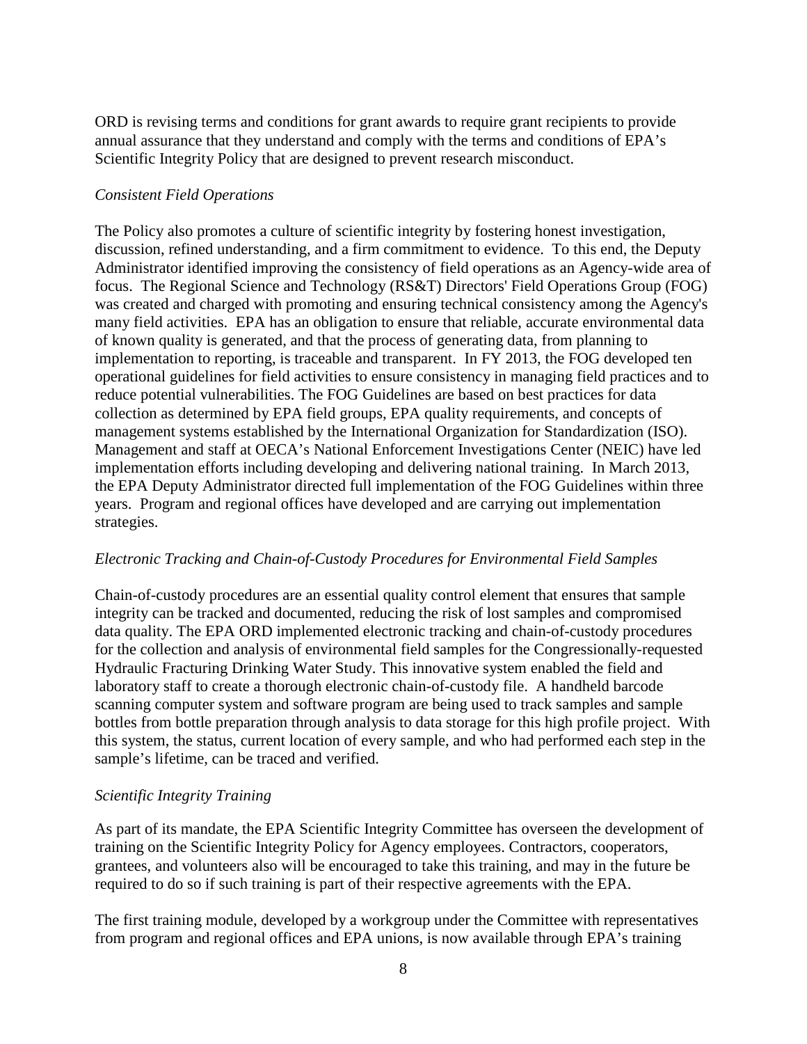ORD is revising terms and conditions for grant awards to require grant recipients to provide annual assurance that they understand and comply with the terms and conditions of EPA's Scientific Integrity Policy that are designed to prevent research misconduct.

*Consistent Field Operations*

The Policy also promotes a culture of scientific integrity by fostering honest investigation, discussion, refined understanding, and a firm commitment to evidence. To this end, the Deputy Administrator identified improving the consistency of field operations as an Agency-wide area of focus. The Regional Science and Technology (RS&T) Directors' Field Operations Group (FOG) was created and charged with promoting and ensuring technical consistency among the Agency's many field activities. EPA has an obligation to ensure that reliable, accurate environmental data of known quality is generated, and that the process of generating data, from planning to implementation to reporting, is traceable and transparent. In FY 2013, the FOG developed ten operational guidelines for field activities to ensure consistency in managing field practices and to reduce potential vulnerabilities. The FOG Guidelines are based on best practices for data collection as determined by EPA field groups, EPA quality requirements, and concepts of management systems established by the International Organization for Standardization (ISO). Management and staff at OECA's National Enforcement Investigations Center (NEIC) have led implementation efforts including developing and delivering national training. In March 2013, the EPA Deputy Administrator directed full implementation of the FOG Guidelines within three years. Program and regional offices have developed and are carrying out implementation strategies.

*Electronic Tracking and Chain-of-Custody Procedures for Environmental Field Samples*

Chain-of-custody procedures are an essential quality control element that ensures that sample integrity can be tracked and documented, reducing the risk of lost samples and compromised data quality. The EPA ORD implemented electronic tracking and chain-of-custody procedures for the collection and analysis of environmental field samples for the Congressionally-requested Hydraulic Fracturing Drinking Water Study. This innovative system enabled the field and laboratory staff to create a thorough electronic chain-of-custody file. A handheld barcode scanning computer system and software program are being used to track samples and sample bottles from bottle preparation through analysis to data storage for this high profile project. With this system, the status, current location of every sample, and who had performed each step in the sample's lifetime, can be traced and verified.

*Scientific Integrity Training*

As part of its mandate, the EPA Scientific Integrity Committee has overseen the development of training on the Scientific Integrity Policy for Agency employees. Contractors, cooperators, grantees, and volunteers also will be encouraged to take this training, and may in the future be required to do so if such training is part of their respective agreements with the EPA.

The first training module, developed by a workgroup under the Committee with representatives from program and regional offices and EPA unions, is now available through EPA's training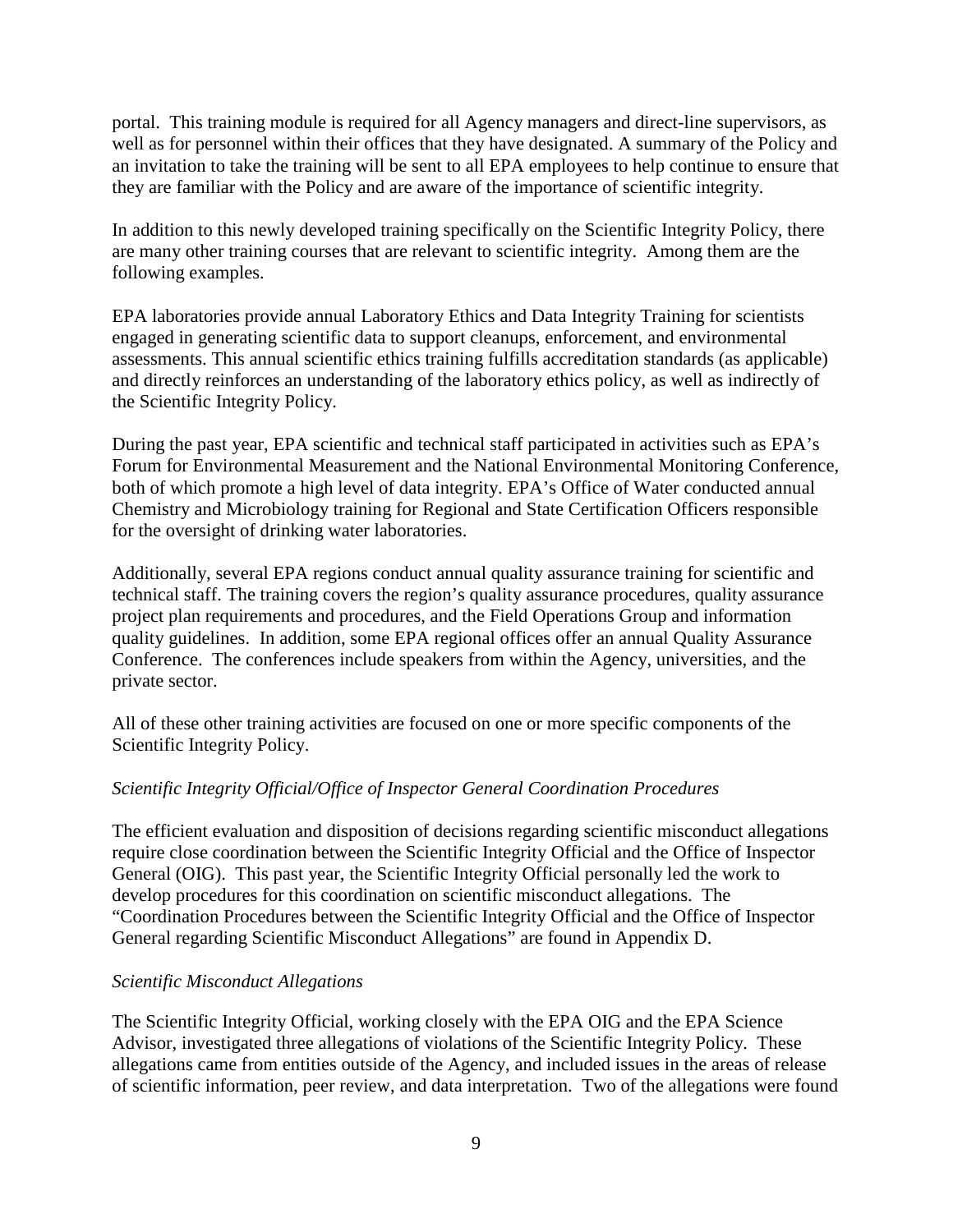portal. This training module is required for all Agency managers and direct-line supervisors, as well as for personnel within their offices that they have designated. A summary of the Policy and an invitation to take the training will be sent to all EPA employees to help continue to ensure that they are familiar with the Policy and are aware of the importance of scientific integrity.

In addition to this newly developed training specifically on the Scientific Integrity Policy, there are many other training courses that are relevant to scientific integrity. Among them are the following examples.

EPA laboratories provide annual Laboratory Ethics and Data Integrity Training for scientists engaged in generating scientific data to support cleanups, enforcement, and environmental assessments. This annual scientific ethics training fulfills accreditation standards (as applicable) and directly reinforces an understanding of the laboratory ethics policy, as well as indirectly of the Scientific Integrity Policy.

During the past year, EPA scientific and technical staff participated in activities such as EPA's Forum for Environmental Measurement and the National Environmental Monitoring Conference, both of which promote a high level of data integrity. EPA's Office of Water conducted annual Chemistry and Microbiology training for Regional and State Certification Officers responsible for the oversight of drinking water laboratories.

Additionally, several EPA regions conduct annual quality assurance training for scientific and technical staff. The training covers the region's quality assurance procedures, quality assurance project plan requirements and procedures, and the Field Operations Group and information quality guidelines. In addition, some EPA regional offices offer an annual Quality Assurance Conference. The conferences include speakers from within the Agency, universities, and the private sector.

All of these other training activities are focused on one or more specific components of the Scientific Integrity Policy.

*Scientific Integrity Official/Office of Inspector General Coordination Procedures*

The efficient evaluation and disposition of decisions regarding scientific misconduct allegations require close coordination between the Scientific Integrity Official and the Office of Inspector General (OIG). This past year, the Scientific Integrity Official personally led the work to develop procedures for this coordination on scientific misconduct allegations. The "Coordination Procedures between the Scientific Integrity Official and the Office of Inspector General regarding Scientific Misconduct Allegations" are found in Appendix D.

*Scientific Misconduct Allegations*

The Scientific Integrity Official, working closely with the EPA OIG and the EPA Science Advisor, investigated three allegations of violations of the Scientific Integrity Policy. These allegations came from entities outside of the Agency, and included issues in the areas of release of scientific information, peer review, and data interpretation. Two of the allegations were found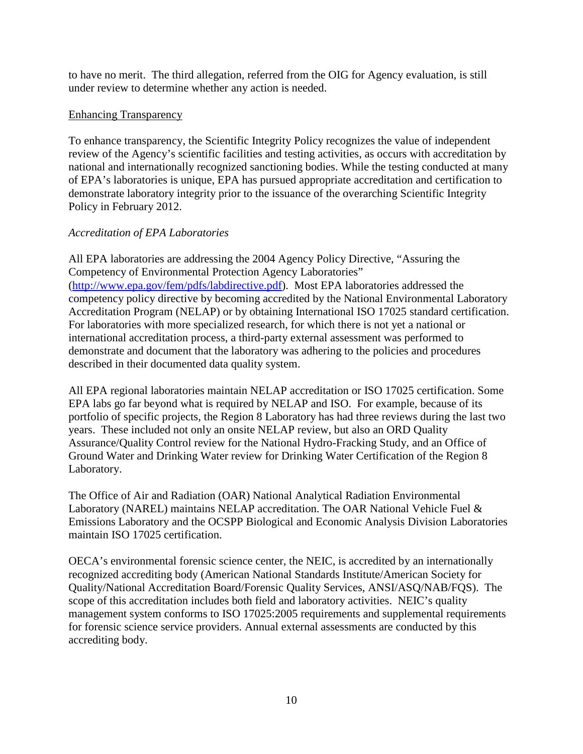to have no merit. The third allegation, referred from the OIG for Agency evaluation, is still under review to determine whether any action is needed.

<u>Enhancing Transparency</u>

To enhance transparency, the Scientific Integrity Policy recognizes the value of independent review of the Agency's scientific facilities and testing activities, as occurs with accreditation by national and internationally recognized sanctioning bodies. While the testing conducted at many of EPA's laboratories is unique, EPA has pursued appropriate accreditation and certification to demonstrate laboratory integrity prior to the issuance of the overarching Scientific Integrity Policy in February 2012.

*Accreditation of EPA Laboratories*

All EPA laboratories are addressing the 2004 Agency Policy Directive, "Assuring the Competency of Environmental Protection Agency Laboratories" (http://www.epa.gov/fem/pdfs/labdirective.pdf). Most EPA laboratories addressed the competency policy directive by becoming accredited by the National Environmental Laboratory Accreditation Program (NELAP) or by obtaining International ISO 17025 standard certification. For laboratories with more specialized research, for which there is not yet a national or international accreditation process, a third-party external assessment was performed to demonstrate and document that the laboratory was adhering to the policies and procedures described in their documented data quality system.

All EPA regional laboratories maintain NELAP accreditation or ISO 17025 certification. Some EPA labs go far beyond what is required by NELAP and ISO. For example, because of its portfolio of specific projects, the Region 8 Laboratory has had three reviews during the last two years. These included not only an onsite NELAP review, but also an ORD Quality Assurance/Quality Control review for the National Hydro-Fracking Study, and an Office of Ground Water and Drinking Water review for Drinking Water Certification of the Region 8 Laboratory.

The Office of Air and Radiation (OAR) National Analytical Radiation Environmental Laboratory (NAREL) maintains NELAP accreditation. The OAR National Vehicle Fuel & Emissions Laboratory and the OCSPP Biological and Economic Analysis Division Laboratories maintain ISO 17025 certification.

OECA's environmental forensic science center, the NEIC, is accredited by an internationally recognized accrediting body (American National Standards Institute/American Society for Quality/National Accreditation Board/Forensic Quality Services, ANSI/ASQ/NAB/FQS). The scope of this accreditation includes both field and laboratory activities. NEIC's quality management system conforms to ISO 17025:2005 requirements and supplemental requirements for forensic science service providers. Annual external assessments are conducted by this accrediting body.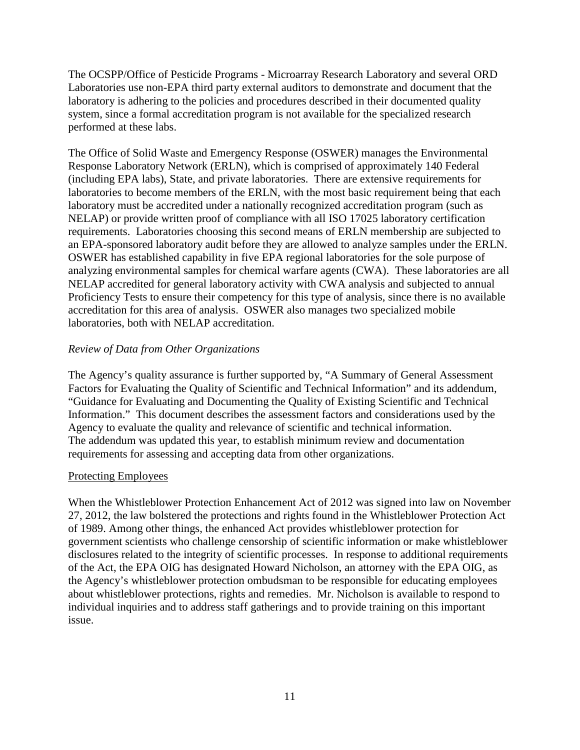The OCSPP/Office of Pesticide Programs - Microarray Research Laboratory and several ORD Laboratories use non-EPA third party external auditors to demonstrate and document that the laboratory is adhering to the policies and procedures described in their documented quality system, since a formal accreditation program is not available for the specialized research performed at these labs.

The Office of Solid Waste and Emergency Response (OSWER) manages the Environmental Response Laboratory Network (ERLN), which is comprised of approximately 140 Federal (including EPA labs), State, and private laboratories. There are extensive requirements for laboratories to become members of the ERLN, with the most basic requirement being that each laboratory must be accredited under a nationally recognized accreditation program (such as NELAP) or provide written proof of compliance with all ISO 17025 laboratory certification requirements. Laboratories choosing this second means of ERLN membership are subjected to an EPA-sponsored laboratory audit before they are allowed to analyze samples under the ERLN. OSWER has established capability in five EPA regional laboratories for the sole purpose of analyzing environmental samples for chemical warfare agents (CWA). These laboratories are all NELAP accredited for general laboratory activity with CWA analysis and subjected to annual Proficiency Tests to ensure their competency for this type of analysis, since there is no available accreditation for this area of analysis. OSWER also manages two specialized mobile laboratories, both with NELAP accreditation.

*Review of Data from Other Organizations*

The Agency's quality assurance is further supported by, "A Summary of General Assessment Factors for Evaluating the Quality of Scientific and Technical Information" and its addendum, "Guidance for Evaluating and Documenting the Quality of Existing Scientific and Technical Information." This document describes the assessment factors and considerations used by the Agency to evaluate the quality and relevance of scientific and technical information. The addendum was updated this year, to establish minimum review and documentation requirements for assessing and accepting data from other organizations.

<u>Protecting Employees</u>

When the Whistleblower Protection Enhancement Act of 2012 was signed into law on November 27, 2012, the law bolstered the protections and rights found in the Whistleblower Protection Act of 1989. Among other things, the enhanced Act provides whistleblower protection for government scientists who challenge censorship of scientific information or make whistleblower disclosures related to the integrity of scientific processes. In response to additional requirements of the Act, the EPA OIG has designated Howard Nicholson, an attorney with the EPA OIG, as the Agency's whistleblower protection ombudsman to be responsible for educating employees about whistleblower protections, rights and remedies. Mr. Nicholson is available to respond to individual inquiries and to address staff gatherings and to provide training on this important issue.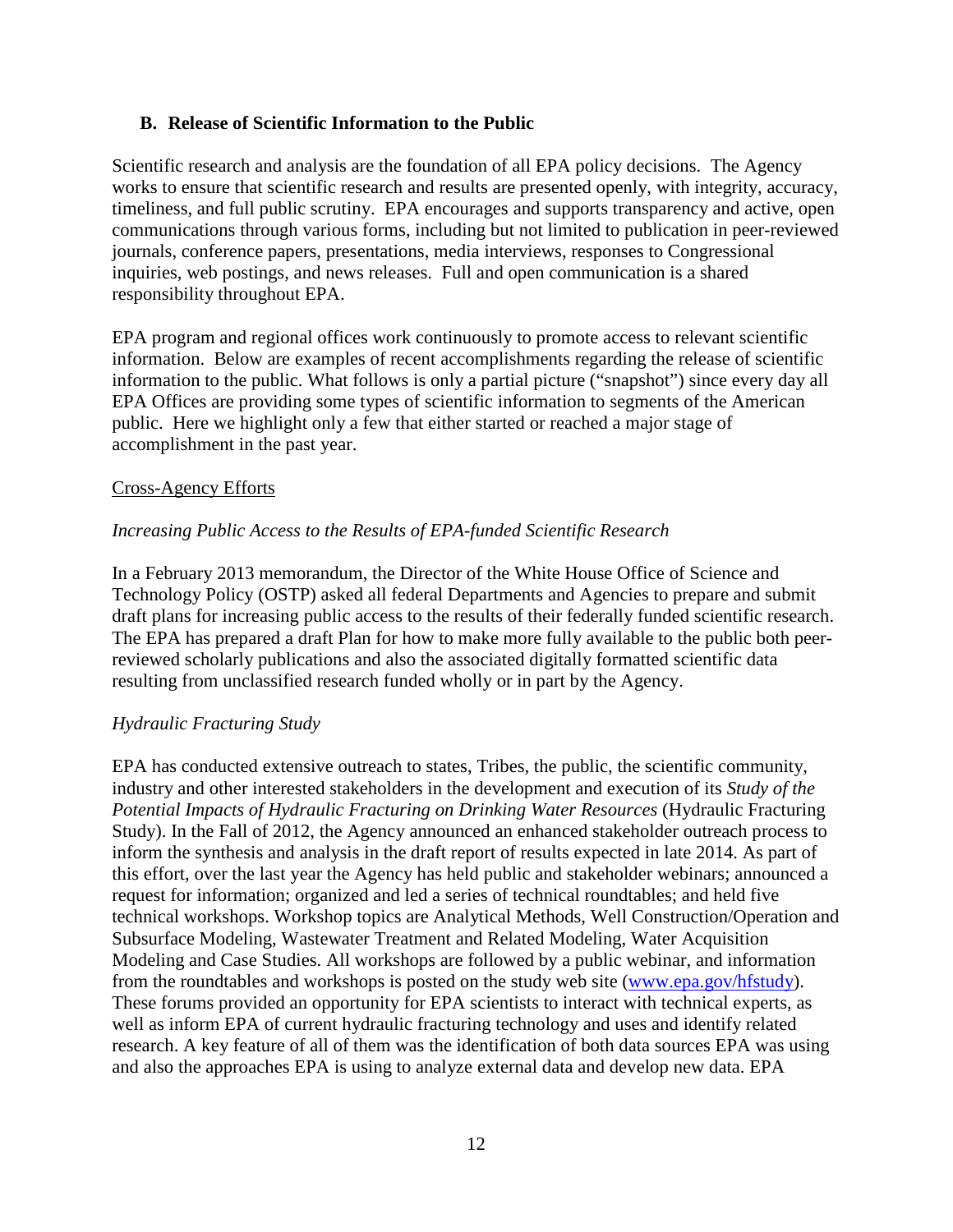### B. Release of Scientific Information to the Public

Scientific research and analysis are the foundation of all EPA policy decisions. The Agency works to ensure that scientific research and results are presented openly, with integrity, accuracy, timeliness, and full public scrutiny. EPA encourages and supports transparency and active, open communications through various forms, including but not limited to publication in peer-reviewed journals, conference papers, presentations, media interviews, responses to Congressional inquiries, web postings, and news releases. Full and open communication is a shared responsibility throughout EPA.

EPA program and regional offices work continuously to promote access to relevant scientific information. Below are examples of recent accomplishments regarding the release of scientific information to the public. What follows is only a partial picture ("snapshot") since every day all EPA Offices are providing some types of scientific information to segments of the American public. Here we highlight only a few that either started or reached a major stage of accomplishment in the past year.

Cross-Agency Efforts

*Increasing Public Access to the Results of EPA-funded Scientific Research*

In a February 2013 memorandum, the Director of the White House Office of Science and Technology Policy (OSTP) asked all federal Departments and Agencies to prepare and submit draft plans for increasing public access to the results of their federally funded scientific research. The EPA has prepared a draft Plan for how to make more fully available to the public both peer-reviewed scholarly publications and also the associated digitally formatted scientific data resulting from unclassified research funded wholly or in part by the Agency.

*Hydraulic Fracturing Study*

EPA has conducted extensive outreach to states, Tribes, the public, the scientific community, industry and other interested stakeholders in the development and execution of its *Study of the Potential Impacts of Hydraulic Fracturing on Drinking Water Resources* (Hydraulic Fracturing Study). In the Fall of 2012, the Agency announced an enhanced stakeholder outreach process to inform the synthesis and analysis in the draft report of results expected in late 2014. As part of this effort, over the last year the Agency has held public and stakeholder webinars; announced a request for information; organized and led a series of technical roundtables; and held five technical workshops. Workshop topics are Analytical Methods, Well Construction/Operation and Subsurface Modeling, Wastewater Treatment and Related Modeling, Water Acquisition Modeling and Case Studies. All workshops are followed by a public webinar, and information from the roundtables and workshops is posted on the study web site (www.epa.gov/hfstudy). These forums provided an opportunity for EPA scientists to interact with technical experts, as well as inform EPA of current hydraulic fracturing technology and uses and identify related research. A key feature of all of them was the identification of both data sources EPA was using and also the approaches EPA is using to analyze external data and develop new data. EPA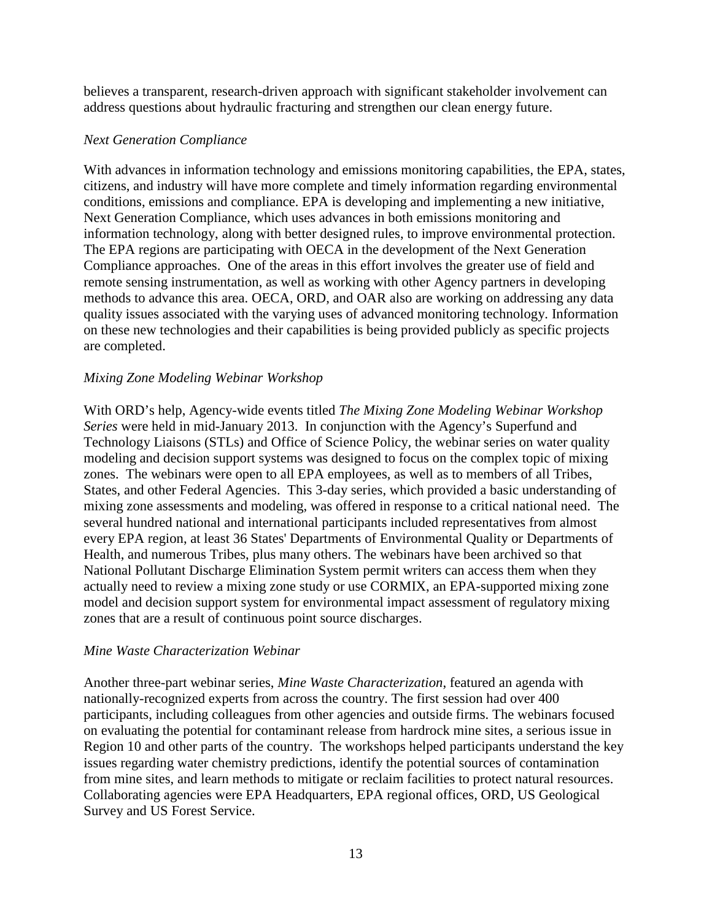believes a transparent, research-driven approach with significant stakeholder involvement can address questions about hydraulic fracturing and strengthen our clean energy future.

*Next Generation Compliance*

With advances in information technology and emissions monitoring capabilities, the EPA, states, citizens, and industry will have more complete and timely information regarding environmental conditions, emissions and compliance. EPA is developing and implementing a new initiative, Next Generation Compliance, which uses advances in both emissions monitoring and information technology, along with better designed rules, to improve environmental protection. The EPA regions are participating with OECA in the development of the Next Generation Compliance approaches. One of the areas in this effort involves the greater use of field and remote sensing instrumentation, as well as working with other Agency partners in developing methods to advance this area. OECA, ORD, and OAR also are working on addressing any data quality issues associated with the varying uses of advanced monitoring technology. Information on these new technologies and their capabilities is being provided publicly as specific projects are completed.

*Mixing Zone Modeling Webinar Workshop*

With ORD's help, Agency-wide events titled *The Mixing Zone Modeling Webinar Workshop Series* were held in mid-January 2013. In conjunction with the Agency's Superfund and Technology Liaisons (STLs) and Office of Science Policy, the webinar series on water quality modeling and decision support systems was designed to focus on the complex topic of mixing zones. The webinars were open to all EPA employees, as well as to members of all Tribes, States, and other Federal Agencies. This 3-day series, which provided a basic understanding of mixing zone assessments and modeling, was offered in response to a critical national need. The several hundred national and international participants included representatives from almost every EPA region, at least 36 States' Departments of Environmental Quality or Departments of Health, and numerous Tribes, plus many others. The webinars have been archived so that National Pollutant Discharge Elimination System permit writers can access them when they actually need to review a mixing zone study or use CORMIX, an EPA-supported mixing zone model and decision support system for environmental impact assessment of regulatory mixing zones that are a result of continuous point source discharges.

*Mine Waste Characterization Webinar*

Another three-part webinar series, *Mine Waste Characterization*, featured an agenda with nationally-recognized experts from across the country. The first session had over 400 participants, including colleagues from other agencies and outside firms. The webinars focused on evaluating the potential for contaminant release from hardrock mine sites, a serious issue in Region 10 and other parts of the country. The workshops helped participants understand the key issues regarding water chemistry predictions, identify the potential sources of contamination from mine sites, and learn methods to mitigate or reclaim facilities to protect natural resources. Collaborating agencies were EPA Headquarters, EPA regional offices, ORD, US Geological Survey and US Forest Service.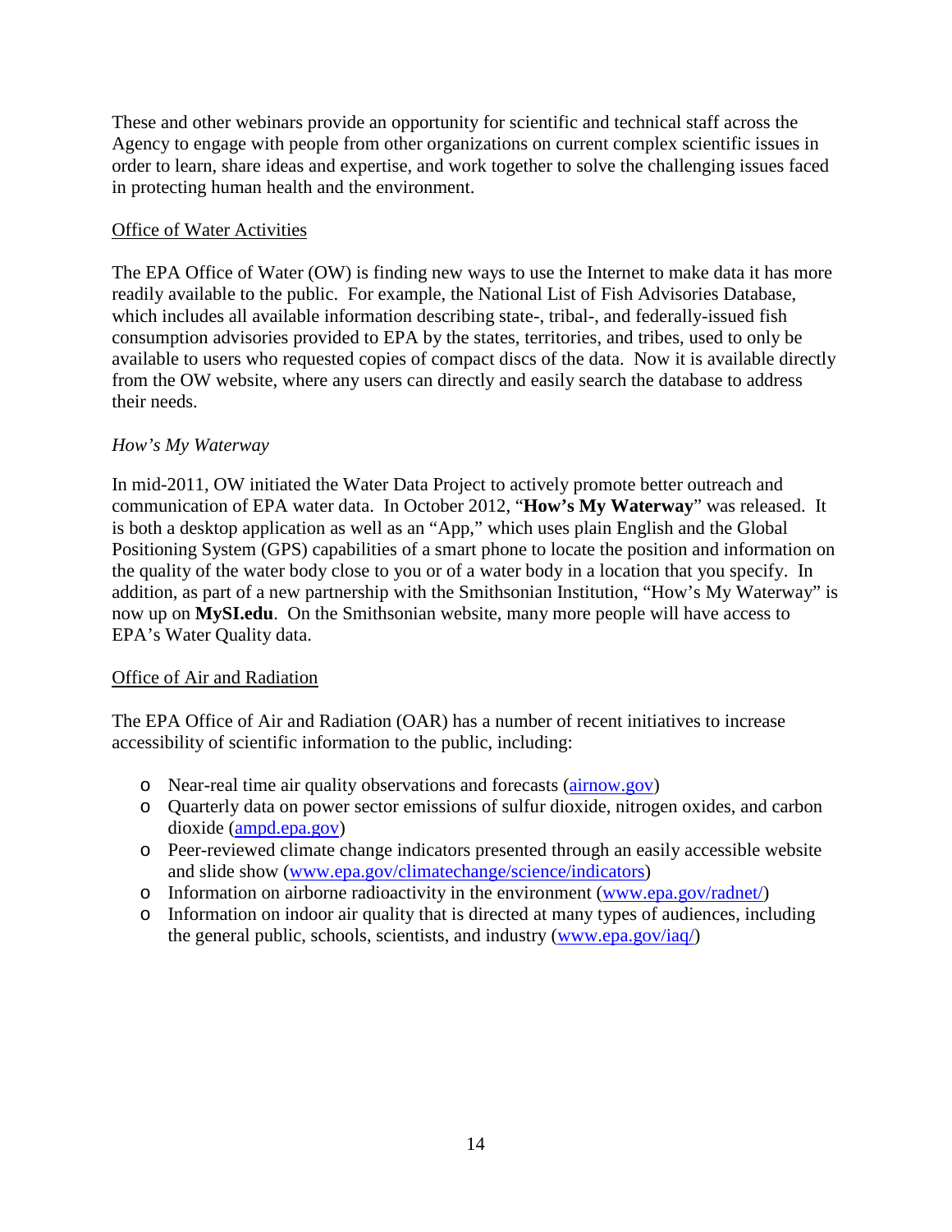These and other webinars provide an opportunity for scientific and technical staff across the Agency to engage with people from other organizations on current complex scientific issues in order to learn, share ideas and expertise, and work together to solve the challenging issues faced in protecting human health and the environment.

## Office of Water Activities

The EPA Office of Water (OW) is finding new ways to use the Internet to make data it has more readily available to the public. For example, the National List of Fish Advisories Database, which includes all available information describing state-, tribal-, and federally-issued fish consumption advisories provided to EPA by the states, territories, and tribes, used to only be available to users who requested copies of compact discs of the data. Now it is available directly from the OW website, where any users can directly and easily search the database to address their needs.

### *How's My Waterway*

In mid-2011, OW initiated the Water Data Project to actively promote better outreach and communication of EPA water data. In October 2012, "**How's My Waterway**" was released. It is both a desktop application as well as an "App," which uses plain English and the Global Positioning System (GPS) capabilities of a smart phone to locate the position and information on the quality of the water body close to you or of a water body in a location that you specify. In addition, as part of a new partnership with the Smithsonian Institution, "How's My Waterway" is now up on **MySI.edu**. On the Smithsonian website, many more people will have access to EPA's Water Quality data.

## Office of Air and Radiation

The EPA Office of Air and Radiation (OAR) has a number of recent initiatives to increase accessibility of scientific information to the public, including:

- Near-real time air quality observations and forecasts (airnow.gov)
- Quarterly data on power sector emissions of sulfur dioxide, nitrogen oxides, and carbon dioxide (ampd.epa.gov)
- Peer-reviewed climate change indicators presented through an easily accessible website and slide show (www.epa.gov/climatechange/science/indicators)
- Information on airborne radioactivity in the environment (www.epa.gov/radnet/)
- Information on indoor air quality that is directed at many types of audiences, including the general public, schools, scientists, and industry (www.epa.gov/iaq/)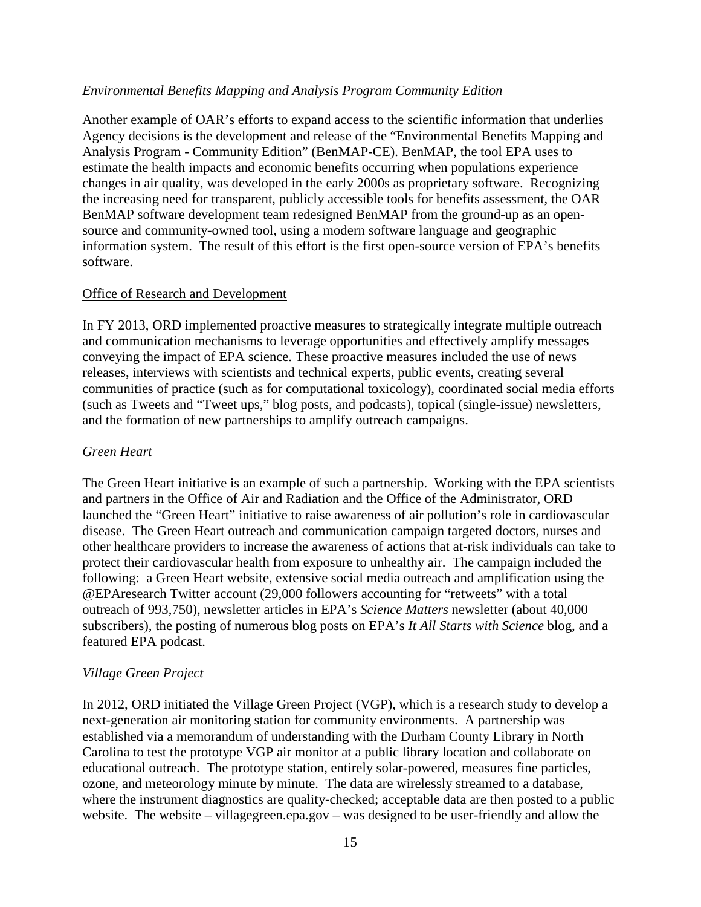*Environmental Benefits Mapping and Analysis Program Community Edition*

Another example of OAR's efforts to expand access to the scientific information that underlies Agency decisions is the development and release of the "Environmental Benefits Mapping and Analysis Program - Community Edition" (BenMAP-CE). BenMAP, the tool EPA uses to estimate the health impacts and economic benefits occurring when populations experience changes in air quality, was developed in the early 2000s as proprietary software. Recognizing the increasing need for transparent, publicly accessible tools for benefits assessment, the OAR BenMAP software development team redesigned BenMAP from the ground-up as an open-source and community-owned tool, using a modern software language and geographic information system. The result of this effort is the first open-source version of EPA's benefits software.

<u>Office of Research and Development</u>

In FY 2013, ORD implemented proactive measures to strategically integrate multiple outreach and communication mechanisms to leverage opportunities and effectively amplify messages conveying the impact of EPA science. These proactive measures included the use of news releases, interviews with scientists and technical experts, public events, creating several communities of practice (such as for computational toxicology), coordinated social media efforts (such as Tweets and "Tweet ups," blog posts, and podcasts), topical (single-issue) newsletters, and the formation of new partnerships to amplify outreach campaigns.

*Green Heart*

The Green Heart initiative is an example of such a partnership. Working with the EPA scientists and partners in the Office of Air and Radiation and the Office of the Administrator, ORD launched the "Green Heart" initiative to raise awareness of air pollution's role in cardiovascular disease. The Green Heart outreach and communication campaign targeted doctors, nurses and other healthcare providers to increase the awareness of actions that at-risk individuals can take to protect their cardiovascular health from exposure to unhealthy air. The campaign included the following: a Green Heart website, extensive social media outreach and amplification using the @EPAresearch Twitter account (29,000 followers accounting for "retweets" with a total outreach of 993,750), newsletter articles in EPA's *Science Matters* newsletter (about 40,000 subscribers), the posting of numerous blog posts on EPA's *It All Starts with Science* blog, and a featured EPA podcast.

*Village Green Project*

In 2012, ORD initiated the Village Green Project (VGP), which is a research study to develop a next-generation air monitoring station for community environments. A partnership was established via a memorandum of understanding with the Durham County Library in North Carolina to test the prototype VGP air monitor at a public library location and collaborate on educational outreach. The prototype station, entirely solar-powered, measures fine particles, ozone, and meteorology minute by minute. The data are wirelessly streamed to a database, where the instrument diagnostics are quality-checked; acceptable data are then posted to a public website. The website – villagegreen.epa.gov – was designed to be user-friendly and allow the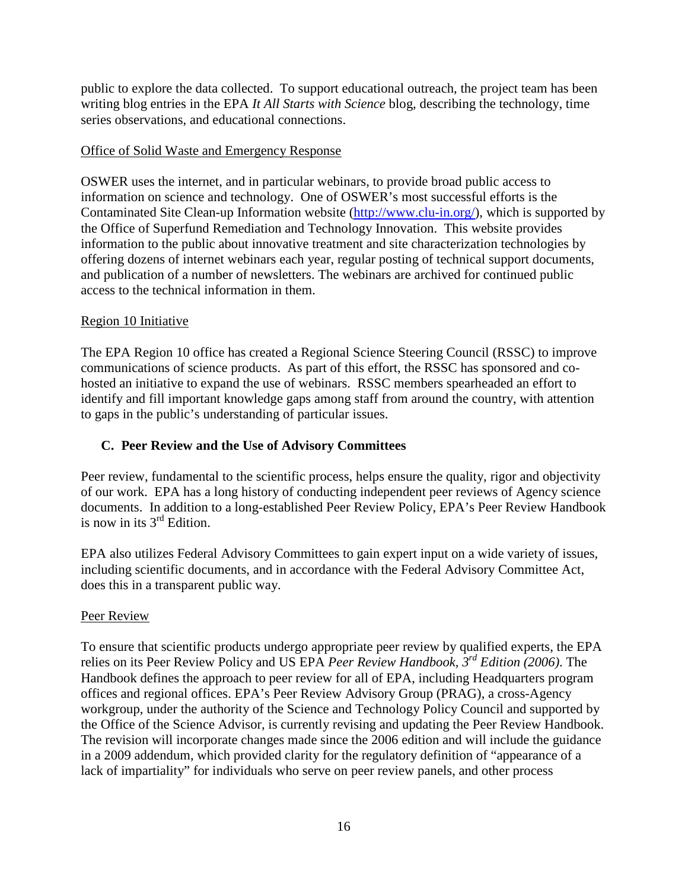public to explore the data collected. To support educational outreach, the project team has been writing blog entries in the EPA *It All Starts with Science* blog, describing the technology, time series observations, and educational connections.

Office of Solid Waste and Emergency Response

OSWER uses the internet, and in particular webinars, to provide broad public access to information on science and technology. One of OSWER's most successful efforts is the Contaminated Site Clean-up Information website ([http://www.clu-in.org/](http://www.clu-in.org/)), which is supported by the Office of Superfund Remediation and Technology Innovation. This website provides information to the public about innovative treatment and site characterization technologies by offering dozens of internet webinars each year, regular posting of technical support documents, and publication of a number of newsletters. The webinars are archived for continued public access to the technical information in them.

Region 10 Initiative

The EPA Region 10 office has created a Regional Science Steering Council (RSSC) to improve communications of science products. As part of this effort, the RSSC has sponsored and co-hosted an initiative to expand the use of webinars. RSSC members spearheaded an effort to identify and fill important knowledge gaps among staff from around the country, with attention to gaps in the public's understanding of particular issues.

### C. Peer Review and the Use of Advisory Committees

Peer review, fundamental to the scientific process, helps ensure the quality, rigor and objectivity of our work. EPA has a long history of conducting independent peer reviews of Agency science documents. In addition to a long-established Peer Review Policy, EPA's Peer Review Handbook is now in its 3rd Edition.

EPA also utilizes Federal Advisory Committees to gain expert input on a wide variety of issues, including scientific documents, and in accordance with the Federal Advisory Committee Act, does this in a transparent public way.

Peer Review

To ensure that scientific products undergo appropriate peer review by qualified experts, the EPA relies on its Peer Review Policy and US EPA *Peer Review Handbook, 3rd Edition (2006)*. The Handbook defines the approach to peer review for all of EPA, including Headquarters program offices and regional offices. EPA's Peer Review Advisory Group (PRAG), a cross-Agency workgroup, under the authority of the Science and Technology Policy Council and supported by the Office of the Science Advisor, is currently revising and updating the Peer Review Handbook. The revision will incorporate changes made since the 2006 edition and will include the guidance in a 2009 addendum, which provided clarity for the regulatory definition of "appearance of a lack of impartiality" for individuals who serve on peer review panels, and other process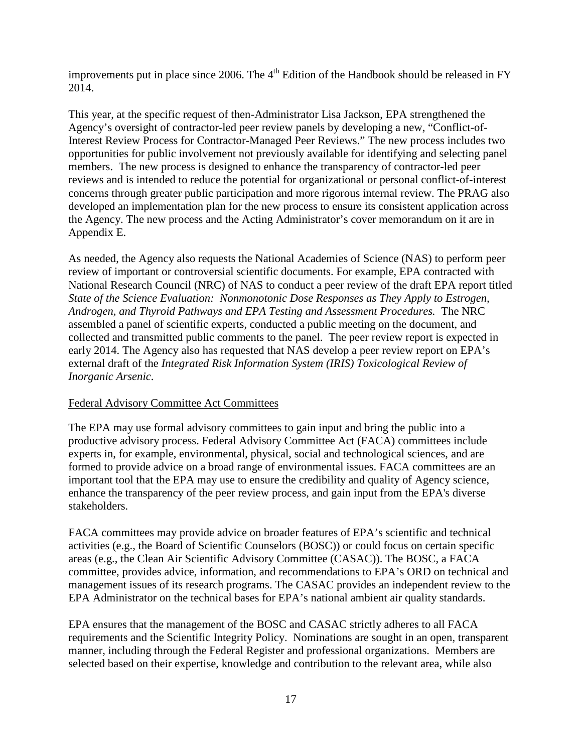improvements put in place since 2006. The 4th Edition of the Handbook should be released in FY 2014.

This year, at the specific request of then-Administrator Lisa Jackson, EPA strengthened the Agency's oversight of contractor-led peer review panels by developing a new, "Conflict-of-Interest Review Process for Contractor-Managed Peer Reviews." The new process includes two opportunities for public involvement not previously available for identifying and selecting panel members. The new process is designed to enhance the transparency of contractor-led peer reviews and is intended to reduce the potential for organizational or personal conflict-of-interest concerns through greater public participation and more rigorous internal review. The PRAG also developed an implementation plan for the new process to ensure its consistent application across the Agency. The new process and the Acting Administrator's cover memorandum on it are in Appendix E.

As needed, the Agency also requests the National Academies of Science (NAS) to perform peer review of important or controversial scientific documents. For example, EPA contracted with National Research Council (NRC) of NAS to conduct a peer review of the draft EPA report titled *State of the Science Evaluation: Nonmonotonic Dose Responses as They Apply to Estrogen, Androgen, and Thyroid Pathways and EPA Testing and Assessment Procedures.* The NRC assembled a panel of scientific experts, conducted a public meeting on the document, and collected and transmitted public comments to the panel. The peer review report is expected in early 2014. The Agency also has requested that NAS develop a peer review report on EPA's external draft of the *Integrated Risk Information System (IRIS) Toxicological Review of Inorganic Arsenic*.

Federal Advisory Committee Act Committees

The EPA may use formal advisory committees to gain input and bring the public into a productive advisory process. Federal Advisory Committee Act (FACA) committees include experts in, for example, environmental, physical, social and technological sciences, and are formed to provide advice on a broad range of environmental issues. FACA committees are an important tool that the EPA may use to ensure the credibility and quality of Agency science, enhance the transparency of the peer review process, and gain input from the EPA's diverse stakeholders.

FACA committees may provide advice on broader features of EPA's scientific and technical activities (e.g., the Board of Scientific Counselors (BOSC)) or could focus on certain specific areas (e.g., the Clean Air Scientific Advisory Committee (CASAC)). The BOSC, a FACA committee, provides advice, information, and recommendations to EPA's ORD on technical and management issues of its research programs. The CASAC provides an independent review to the EPA Administrator on the technical bases for EPA's national ambient air quality standards.

EPA ensures that the management of the BOSC and CASAC strictly adheres to all FACA requirements and the Scientific Integrity Policy. Nominations are sought in an open, transparent manner, including through the Federal Register and professional organizations. Members are selected based on their expertise, knowledge and contribution to the relevant area, while also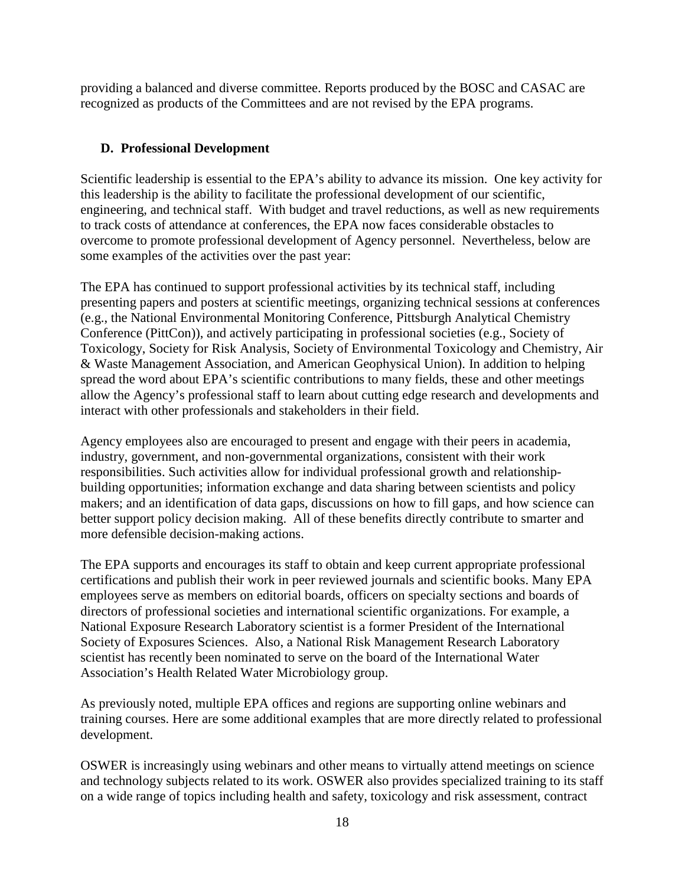providing a balanced and diverse committee. Reports produced by the BOSC and CASAC are recognized as products of the Committees and are not revised by the EPA programs.

### D. Professional Development

Scientific leadership is essential to the EPA's ability to advance its mission. One key activity for this leadership is the ability to facilitate the professional development of our scientific, engineering, and technical staff. With budget and travel reductions, as well as new requirements to track costs of attendance at conferences, the EPA now faces considerable obstacles to overcome to promote professional development of Agency personnel. Nevertheless, below are some examples of the activities over the past year:

The EPA has continued to support professional activities by its technical staff, including presenting papers and posters at scientific meetings, organizing technical sessions at conferences (e.g., the National Environmental Monitoring Conference, Pittsburgh Analytical Chemistry Conference (PittCon)), and actively participating in professional societies (e.g., Society of Toxicology, Society for Risk Analysis, Society of Environmental Toxicology and Chemistry, Air & Waste Management Association, and American Geophysical Union). In addition to helping spread the word about EPA's scientific contributions to many fields, these and other meetings allow the Agency's professional staff to learn about cutting edge research and developments and interact with other professionals and stakeholders in their field.

Agency employees also are encouraged to present and engage with their peers in academia, industry, government, and non-governmental organizations, consistent with their work responsibilities. Such activities allow for individual professional growth and relationship-building opportunities; information exchange and data sharing between scientists and policy makers; and an identification of data gaps, discussions on how to fill gaps, and how science can better support policy decision making. All of these benefits directly contribute to smarter and more defensible decision-making actions.

The EPA supports and encourages its staff to obtain and keep current appropriate professional certifications and publish their work in peer reviewed journals and scientific books. Many EPA employees serve as members on editorial boards, officers on specialty sections and boards of directors of professional societies and international scientific organizations. For example, a National Exposure Research Laboratory scientist is a former President of the International Society of Exposures Sciences. Also, a National Risk Management Research Laboratory scientist has recently been nominated to serve on the board of the International Water Association's Health Related Water Microbiology group.

As previously noted, multiple EPA offices and regions are supporting online webinars and training courses. Here are some additional examples that are more directly related to professional development.

OSWER is increasingly using webinars and other means to virtually attend meetings on science and technology subjects related to its work. OSWER also provides specialized training to its staff on a wide range of topics including health and safety, toxicology and risk assessment, contract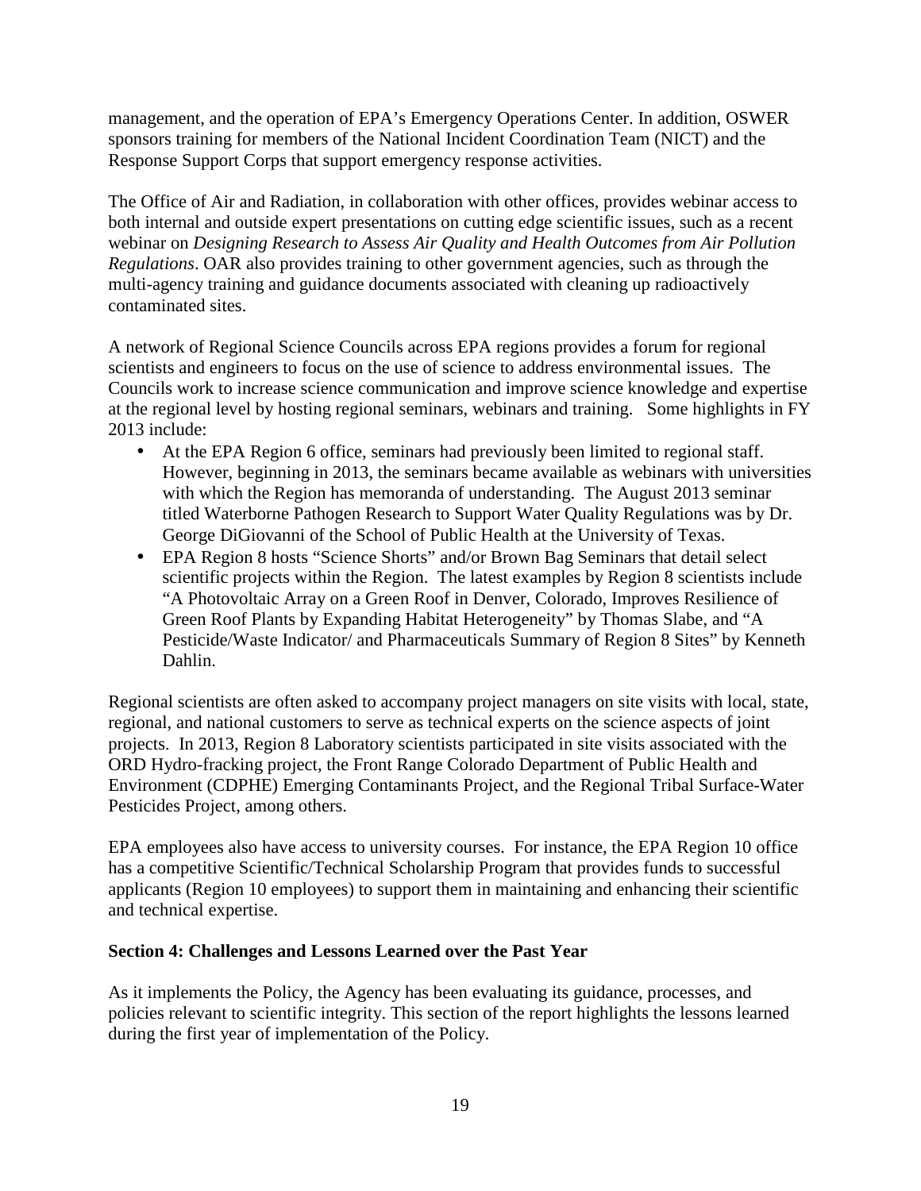management, and the operation of EPA's Emergency Operations Center. In addition, OSWER sponsors training for members of the National Incident Coordination Team (NICT) and the Response Support Corps that support emergency response activities.

The Office of Air and Radiation, in collaboration with other offices, provides webinar access to both internal and outside expert presentations on cutting edge scientific issues, such as a recent webinar on *Designing Research to Assess Air Quality and Health Outcomes from Air Pollution Regulations*. OAR also provides training to other government agencies, such as through the multi-agency training and guidance documents associated with cleaning up radioactively contaminated sites.

A network of Regional Science Councils across EPA regions provides a forum for regional scientists and engineers to focus on the use of science to address environmental issues. The Councils work to increase science communication and improve science knowledge and expertise at the regional level by hosting regional seminars, webinars and training. Some highlights in FY 2013 include:

- At the EPA Region 6 office, seminars had previously been limited to regional staff. However, beginning in 2013, the seminars became available as webinars with universities with which the Region has memoranda of understanding. The August 2013 seminar titled Waterborne Pathogen Research to Support Water Quality Regulations was by Dr. George DiGiovanni of the School of Public Health at the University of Texas.
- EPA Region 8 hosts "Science Shorts" and/or Brown Bag Seminars that detail select scientific projects within the Region. The latest examples by Region 8 scientists include "A Photovoltaic Array on a Green Roof in Denver, Colorado, Improves Resilience of Green Roof Plants by Expanding Habitat Heterogeneity" by Thomas Slabe, and "A Pesticide/Waste Indicator/ and Pharmaceuticals Summary of Region 8 Sites" by Kenneth Dahlin.

Regional scientists are often asked to accompany project managers on site visits with local, state, regional, and national customers to serve as technical experts on the science aspects of joint projects. In 2013, Region 8 Laboratory scientists participated in site visits associated with the ORD Hydro-fracking project, the Front Range Colorado Department of Public Health and Environment (CDPHE) Emerging Contaminants Project, and the Regional Tribal Surface-Water Pesticides Project, among others.

EPA employees also have access to university courses. For instance, the EPA Region 10 office has a competitive Scientific/Technical Scholarship Program that provides funds to successful applicants (Region 10 employees) to support them in maintaining and enhancing their scientific and technical expertise.

**Section 4: Challenges and Lessons Learned over the Past Year**

As it implements the Policy, the Agency has been evaluating its guidance, processes, and policies relevant to scientific integrity. This section of the report highlights the lessons learned during the first year of implementation of the Policy.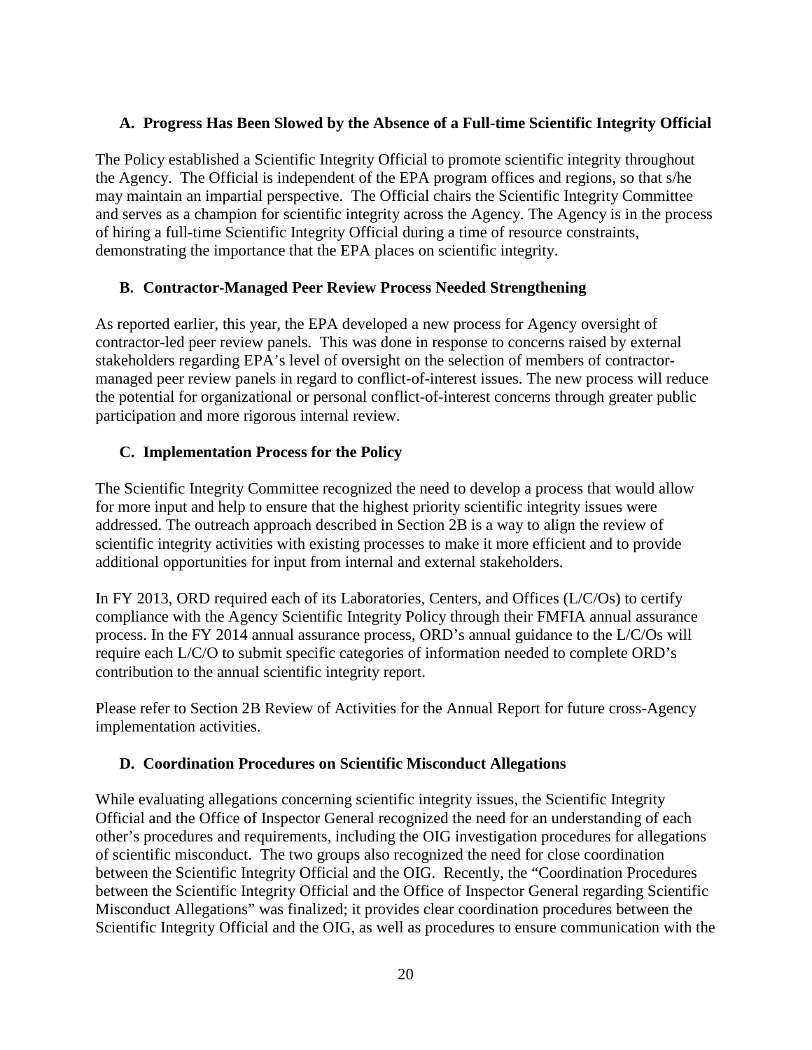### A. Progress Has Been Slowed by the Absence of a Full-time Scientific Integrity Official

The Policy established a Scientific Integrity Official to promote scientific integrity throughout the Agency. The Official is independent of the EPA program offices and regions, so that s/he may maintain an impartial perspective. The Official chairs the Scientific Integrity Committee and serves as a champion for scientific integrity across the Agency. The Agency is in the process of hiring a full-time Scientific Integrity Official during a time of resource constraints, demonstrating the importance that the EPA places on scientific integrity.

### B. Contractor-Managed Peer Review Process Needed Strengthening

As reported earlier, this year, the EPA developed a new process for Agency oversight of contractor-led peer review panels. This was done in response to concerns raised by external stakeholders regarding EPA's level of oversight on the selection of members of contractor-managed peer review panels in regard to conflict-of-interest issues. The new process will reduce the potential for organizational or personal conflict-of-interest concerns through greater public participation and more rigorous internal review.

### C. Implementation Process for the Policy

The Scientific Integrity Committee recognized the need to develop a process that would allow for more input and help to ensure that the highest priority scientific integrity issues were addressed. The outreach approach described in Section 2B is a way to align the review of scientific integrity activities with existing processes to make it more efficient and to provide additional opportunities for input from internal and external stakeholders.

In FY 2013, ORD required each of its Laboratories, Centers, and Offices (L/C/Os) to certify compliance with the Agency Scientific Integrity Policy through their FMFIA annual assurance process. In the FY 2014 annual assurance process, ORD's annual guidance to the L/C/Os will require each L/C/O to submit specific categories of information needed to complete ORD's contribution to the annual scientific integrity report.

Please refer to Section 2B Review of Activities for the Annual Report for future cross-Agency implementation activities.

### D. Coordination Procedures on Scientific Misconduct Allegations

While evaluating allegations concerning scientific integrity issues, the Scientific Integrity Official and the Office of Inspector General recognized the need for an understanding of each other's procedures and requirements, including the OIG investigation procedures for allegations of scientific misconduct. The two groups also recognized the need for close coordination between the Scientific Integrity Official and the OIG. Recently, the "Coordination Procedures between the Scientific Integrity Official and the Office of Inspector General regarding Scientific Misconduct Allegations" was finalized; it provides clear coordination procedures between the Scientific Integrity Official and the OIG, as well as procedures to ensure communication with the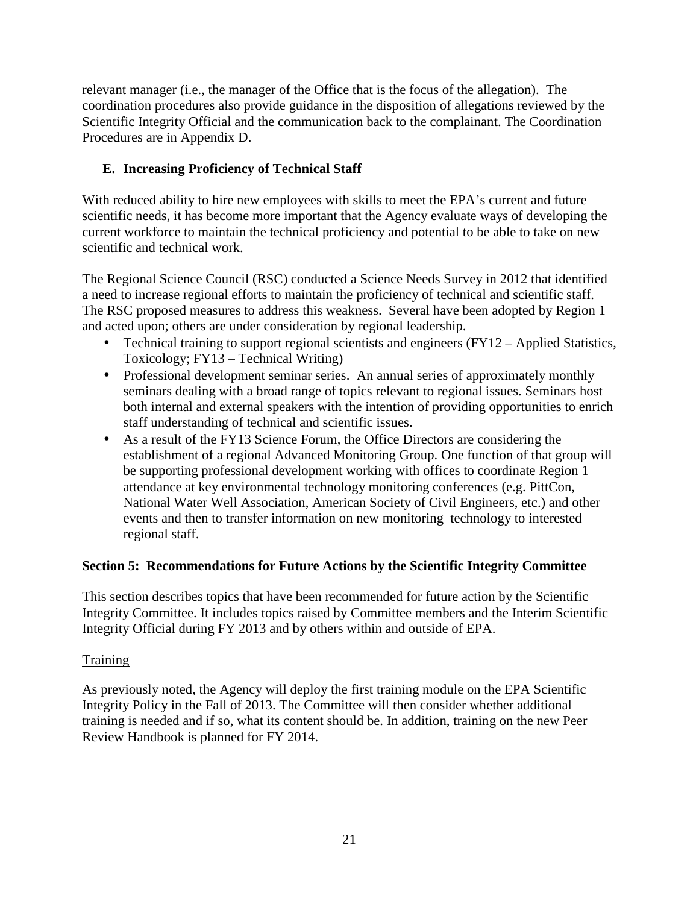relevant manager (i.e., the manager of the Office that is the focus of the allegation). The coordination procedures also provide guidance in the disposition of allegations reviewed by the Scientific Integrity Official and the communication back to the complainant. The Coordination Procedures are in Appendix D.

### E. Increasing Proficiency of Technical Staff

With reduced ability to hire new employees with skills to meet the EPA's current and future scientific needs, it has become more important that the Agency evaluate ways of developing the current workforce to maintain the technical proficiency and potential to be able to take on new scientific and technical work.

The Regional Science Council (RSC) conducted a Science Needs Survey in 2012 that identified a need to increase regional efforts to maintain the proficiency of technical and scientific staff. The RSC proposed measures to address this weakness. Several have been adopted by Region 1 and acted upon; others are under consideration by regional leadership.

- Technical training to support regional scientists and engineers (FY12 – Applied Statistics, Toxicology; FY13 – Technical Writing)
- Professional development seminar series. An annual series of approximately monthly seminars dealing with a broad range of topics relevant to regional issues. Seminars host both internal and external speakers with the intention of providing opportunities to enrich staff understanding of technical and scientific issues.
- As a result of the FY13 Science Forum, the Office Directors are considering the establishment of a regional Advanced Monitoring Group. One function of that group will be supporting professional development working with offices to coordinate Region 1 attendance at key environmental technology monitoring conferences (e.g. PittCon, National Water Well Association, American Society of Civil Engineers, etc.) and other events and then to transfer information on new monitoring technology to interested regional staff.

## Section 5: Recommendations for Future Actions by the Scientific Integrity Committee

This section describes topics that have been recommended for future action by the Scientific Integrity Committee. It includes topics raised by Committee members and the Interim Scientific Integrity Official during FY 2013 and by others within and outside of EPA.

<u>Training</u>

As previously noted, the Agency will deploy the first training module on the EPA Scientific Integrity Policy in the Fall of 2013. The Committee will then consider whether additional training is needed and if so, what its content should be. In addition, training on the new Peer Review Handbook is planned for FY 2014.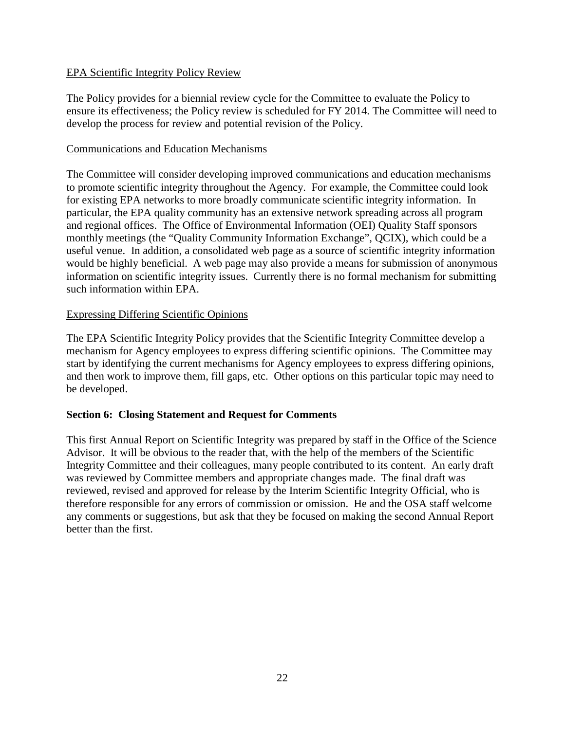EPA Scientific Integrity Policy Review

The Policy provides for a biennial review cycle for the Committee to evaluate the Policy to ensure its effectiveness; the Policy review is scheduled for FY 2014. The Committee will need to develop the process for review and potential revision of the Policy.

Communications and Education Mechanisms

The Committee will consider developing improved communications and education mechanisms to promote scientific integrity throughout the Agency. For example, the Committee could look for existing EPA networks to more broadly communicate scientific integrity information. In particular, the EPA quality community has an extensive network spreading across all program and regional offices. The Office of Environmental Information (OEI) Quality Staff sponsors monthly meetings (the "Quality Community Information Exchange", QCIX), which could be a useful venue. In addition, a consolidated web page as a source of scientific integrity information would be highly beneficial. A web page may also provide a means for submission of anonymous information on scientific integrity issues. Currently there is no formal mechanism for submitting such information within EPA.

Expressing Differing Scientific Opinions

The EPA Scientific Integrity Policy provides that the Scientific Integrity Committee develop a mechanism for Agency employees to express differing scientific opinions. The Committee may start by identifying the current mechanisms for Agency employees to express differing opinions, and then work to improve them, fill gaps, etc. Other options on this particular topic may need to be developed.

## Section 6: Closing Statement and Request for Comments

This first Annual Report on Scientific Integrity was prepared by staff in the Office of the Science Advisor. It will be obvious to the reader that, with the help of the members of the Scientific Integrity Committee and their colleagues, many people contributed to its content. An early draft was reviewed by Committee members and appropriate changes made. The final draft was reviewed, revised and approved for release by the Interim Scientific Integrity Official, who is therefore responsible for any errors of commission or omission. He and the OSA staff welcome any comments or suggestions, but ask that they be focused on making the second Annual Report better than the first.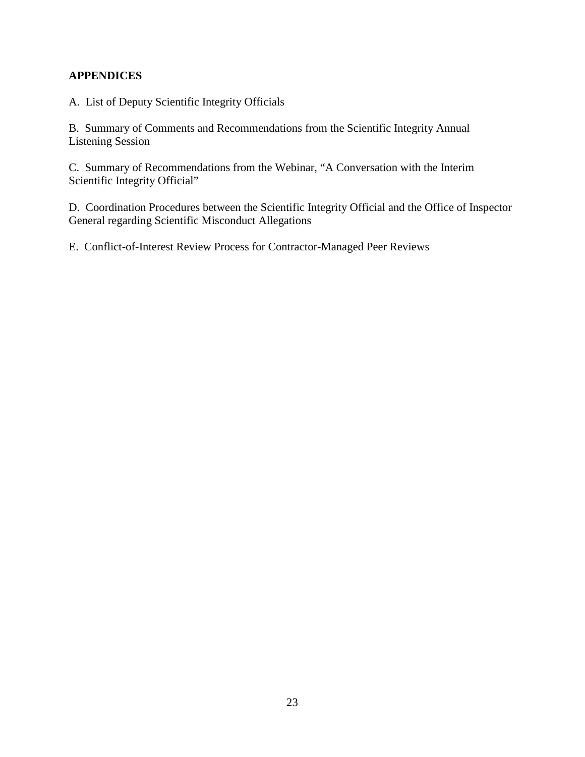## APPENDICES

A. List of Deputy Scientific Integrity Officials

B. Summary of Comments and Recommendations from the Scientific Integrity Annual Listening Session

C. Summary of Recommendations from the Webinar, "A Conversation with the Interim Scientific Integrity Official"

D. Coordination Procedures between the Scientific Integrity Official and the Office of Inspector General regarding Scientific Misconduct Allegations

E. Conflict-of-Interest Review Process for Contractor-Managed Peer Reviews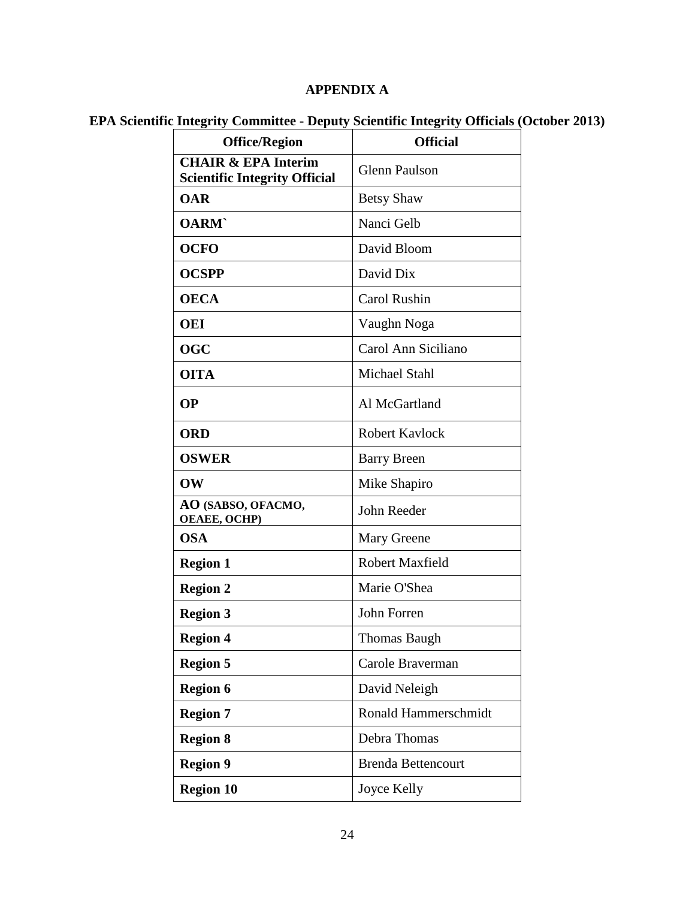# APPENDIX A

## EPA Scientific Integrity Committee - Deputy Scientific Integrity Officials (October 2013)

| Office/Region | Official |
|---|---|
| **CHAIR & EPA Interim Scientific Integrity Official** | Glenn Paulson |
| **OAR** | Betsy Shaw |
| **OARM`** | Nanci Gelb |
| **OCFO** | David Bloom |
| **OCSPP** | David Dix |
| **OECA** | Carol Rushin |
| **OEI** | Vaughn Noga |
| **OGC** | Carol Ann Siciliano |
| **OITA** | Michael Stahl |
| **OP** | Al McGartland |
| **ORD** | Robert Kavlock |
| **OSWER** | Barry Breen |
| **OW** | Mike Shapiro |
| **AO (SABSO, OFACMO, OEAEE, OCHP)** | John Reeder |
| **OSA** | Mary Greene |
| **Region 1** | Robert Maxfield |
| **Region 2** | Marie O'Shea |
| **Region 3** | John Forren |
| **Region 4** | Thomas Baugh |
| **Region 5** | Carole Braverman |
| **Region 6** | David Neleigh |
| **Region 7** | Ronald Hammerschmidt |
| **Region 8** | Debra Thomas |
| **Region 9** | Brenda Bettencourt |
| **Region 10** | Joyce Kelly |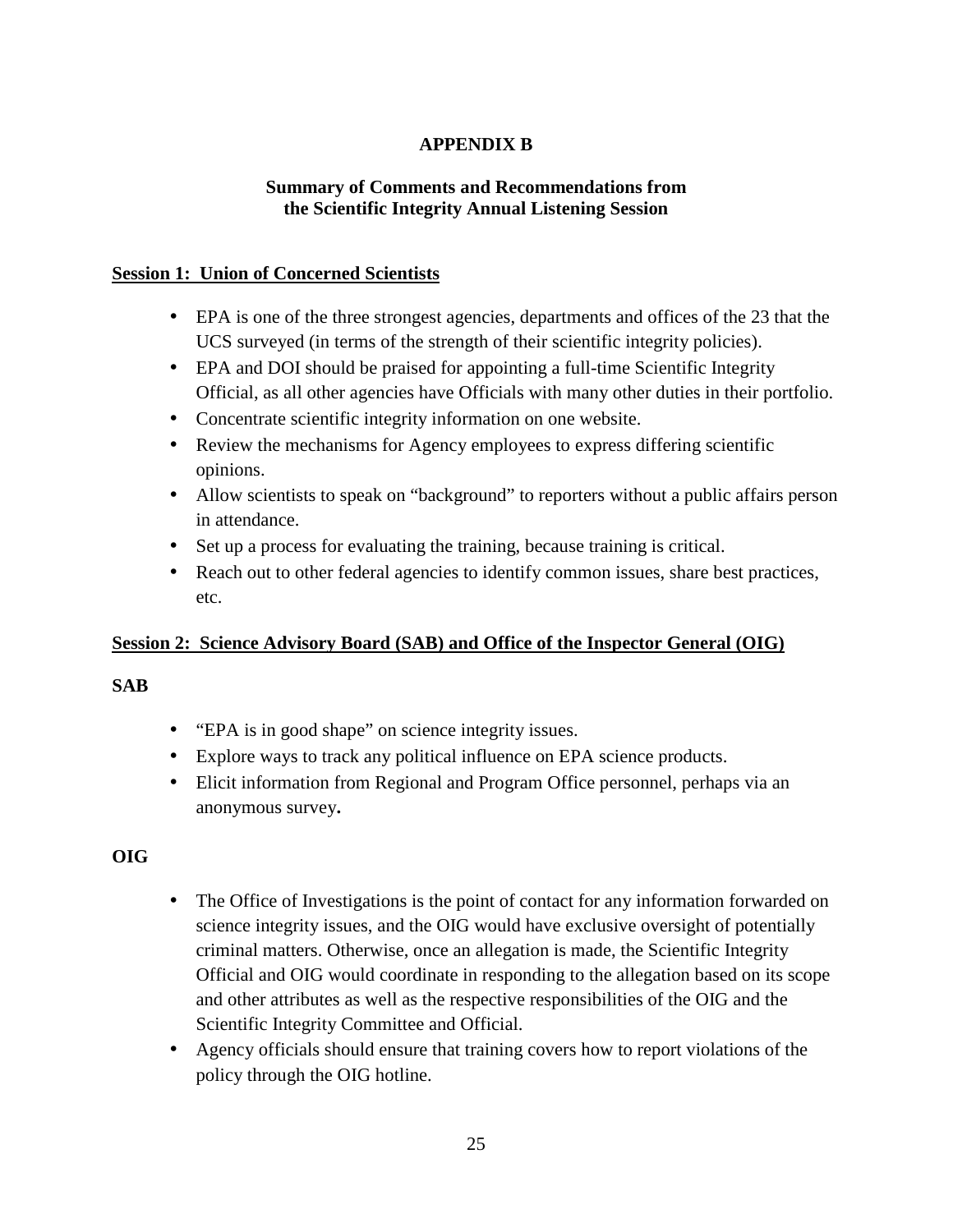# APPENDIX B

## Summary of Comments and Recommendations from the Scientific Integrity Annual Listening Session

**Session 1: Union of Concerned Scientists**

- EPA is one of the three strongest agencies, departments and offices of the 23 that the UCS surveyed (in terms of the strength of their scientific integrity policies).
- EPA and DOI should be praised for appointing a full-time Scientific Integrity Official, as all other agencies have Officials with many other duties in their portfolio.
- Concentrate scientific integrity information on one website.
- Review the mechanisms for Agency employees to express differing scientific opinions.
- Allow scientists to speak on "background" to reporters without a public affairs person in attendance.
- Set up a process for evaluating the training, because training is critical.
- Reach out to other federal agencies to identify common issues, share best practices, etc.

**Session 2: Science Advisory Board (SAB) and Office of the Inspector General (OIG)**

**SAB**

- "EPA is in good shape" on science integrity issues.
- Explore ways to track any political influence on EPA science products.
- Elicit information from Regional and Program Office personnel, perhaps via an anonymous survey.

**OIG**

- The Office of Investigations is the point of contact for any information forwarded on science integrity issues, and the OIG would have exclusive oversight of potentially criminal matters. Otherwise, once an allegation is made, the Scientific Integrity Official and OIG would coordinate in responding to the allegation based on its scope and other attributes as well as the respective responsibilities of the OIG and the Scientific Integrity Committee and Official.
- Agency officials should ensure that training covers how to report violations of the policy through the OIG hotline.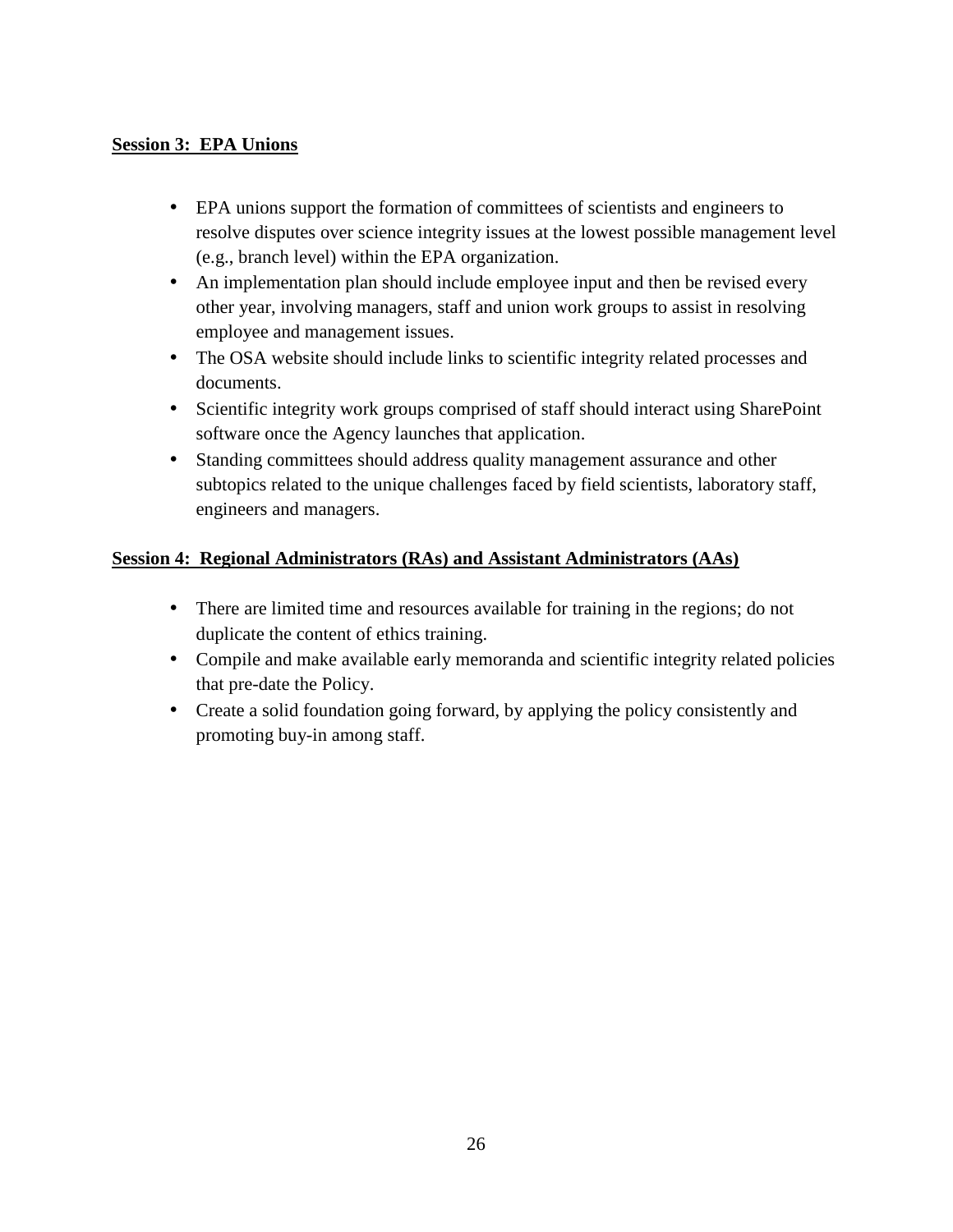**Session 3: EPA Unions**

- EPA unions support the formation of committees of scientists and engineers to resolve disputes over science integrity issues at the lowest possible management level (e.g., branch level) within the EPA organization.
- An implementation plan should include employee input and then be revised every other year, involving managers, staff and union work groups to assist in resolving employee and management issues.
- The OSA website should include links to scientific integrity related processes and documents.
- Scientific integrity work groups comprised of staff should interact using SharePoint software once the Agency launches that application.
- Standing committees should address quality management assurance and other subtopics related to the unique challenges faced by field scientists, laboratory staff, engineers and managers.

**Session 4: Regional Administrators (RAs) and Assistant Administrators (AAs)**

- There are limited time and resources available for training in the regions; do not duplicate the content of ethics training.
- Compile and make available early memoranda and scientific integrity related policies that pre-date the Policy.
- Create a solid foundation going forward, by applying the policy consistently and promoting buy-in among staff.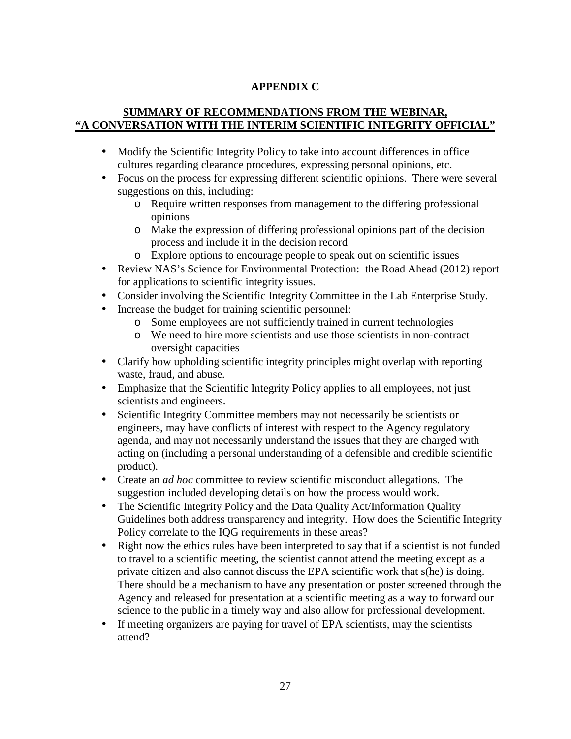## APPENDIX C

### SUMMARY OF RECOMMENDATIONS FROM THE WEBINAR, "A CONVERSATION WITH THE INTERIM SCIENTIFIC INTEGRITY OFFICIAL"

- Modify the Scientific Integrity Policy to take into account differences in office cultures regarding clearance procedures, expressing personal opinions, etc.
- Focus on the process for expressing different scientific opinions. There were several suggestions on this, including:
  - Require written responses from management to the differing professional opinions
  - Make the expression of differing professional opinions part of the decision process and include it in the decision record
  - Explore options to encourage people to speak out on scientific issues
- Review NAS's Science for Environmental Protection: the Road Ahead (2012) report for applications to scientific integrity issues.
- Consider involving the Scientific Integrity Committee in the Lab Enterprise Study.
- Increase the budget for training scientific personnel:
  - Some employees are not sufficiently trained in current technologies
  - We need to hire more scientists and use those scientists in non-contract oversight capacities
- Clarify how upholding scientific integrity principles might overlap with reporting waste, fraud, and abuse.
- Emphasize that the Scientific Integrity Policy applies to all employees, not just scientists and engineers.
- Scientific Integrity Committee members may not necessarily be scientists or engineers, may have conflicts of interest with respect to the Agency regulatory agenda, and may not necessarily understand the issues that they are charged with acting on (including a personal understanding of a defensible and credible scientific product).
- Create an *ad hoc* committee to review scientific misconduct allegations. The suggestion included developing details on how the process would work.
- The Scientific Integrity Policy and the Data Quality Act/Information Quality Guidelines both address transparency and integrity. How does the Scientific Integrity Policy correlate to the IQG requirements in these areas?
- Right now the ethics rules have been interpreted to say that if a scientist is not funded to travel to a scientific meeting, the scientist cannot attend the meeting except as a private citizen and also cannot discuss the EPA scientific work that s(he) is doing. There should be a mechanism to have any presentation or poster screened through the Agency and released for presentation at a scientific meeting as a way to forward our science to the public in a timely way and also allow for professional development.
- If meeting organizers are paying for travel of EPA scientists, may the scientists attend?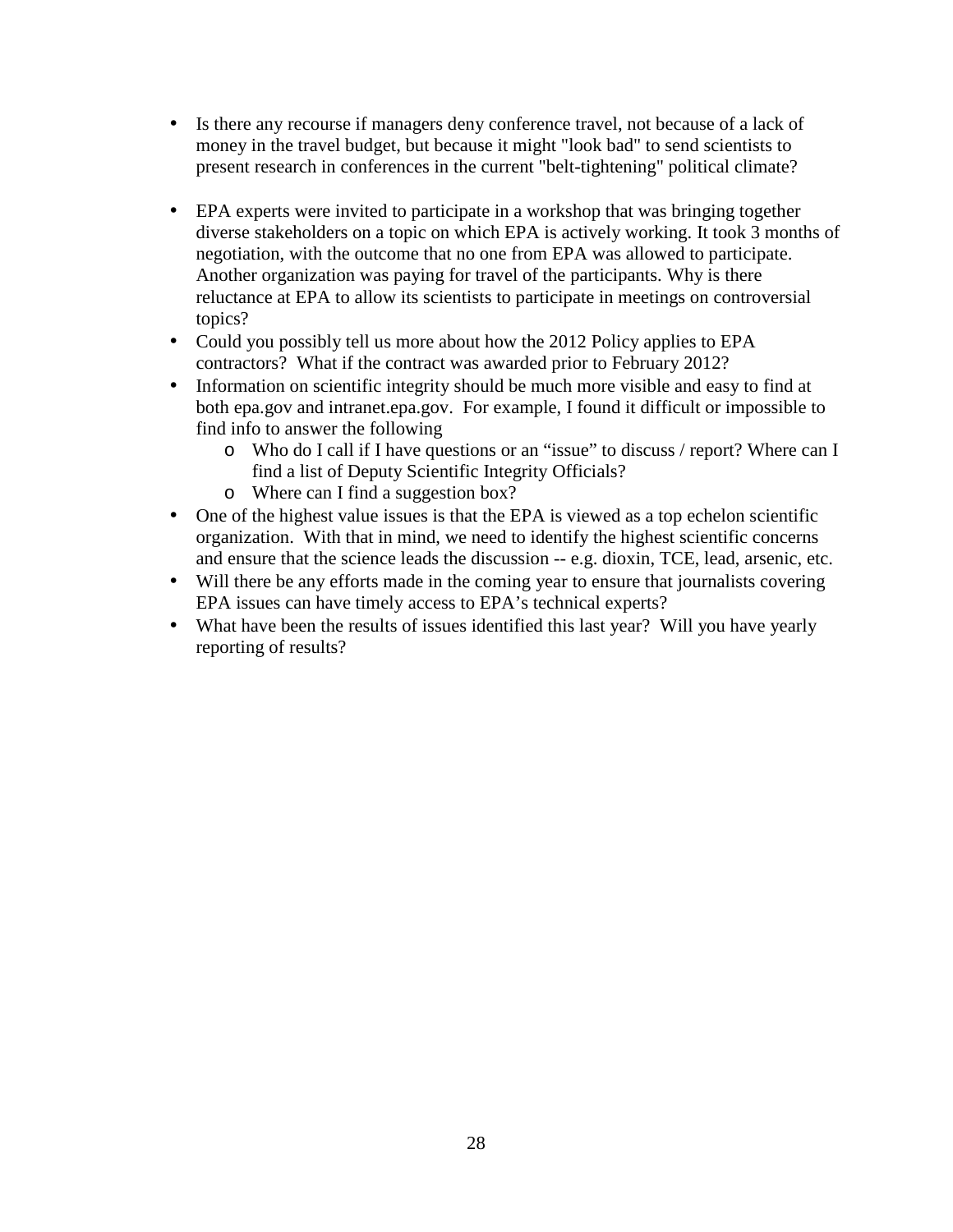- Is there any recourse if managers deny conference travel, not because of a lack of money in the travel budget, but because it might "look bad" to send scientists to present research in conferences in the current "belt-tightening" political climate?

- EPA experts were invited to participate in a workshop that was bringing together diverse stakeholders on a topic on which EPA is actively working. It took 3 months of negotiation, with the outcome that no one from EPA was allowed to participate. Another organization was paying for travel of the participants. Why is there reluctance at EPA to allow its scientists to participate in meetings on controversial topics?
- Could you possibly tell us more about how the 2012 Policy applies to EPA contractors? What if the contract was awarded prior to February 2012?
- Information on scientific integrity should be much more visible and easy to find at both epa.gov and intranet.epa.gov. For example, I found it difficult or impossible to find info to answer the following
  - Who do I call if I have questions or an "issue" to discuss / report? Where can I find a list of Deputy Scientific Integrity Officials?
  - Where can I find a suggestion box?
- One of the highest value issues is that the EPA is viewed as a top echelon scientific organization. With that in mind, we need to identify the highest scientific concerns and ensure that the science leads the discussion -- e.g. dioxin, TCE, lead, arsenic, etc.
- Will there be any efforts made in the coming year to ensure that journalists covering EPA issues can have timely access to EPA's technical experts?
- What have been the results of issues identified this last year? Will you have yearly reporting of results?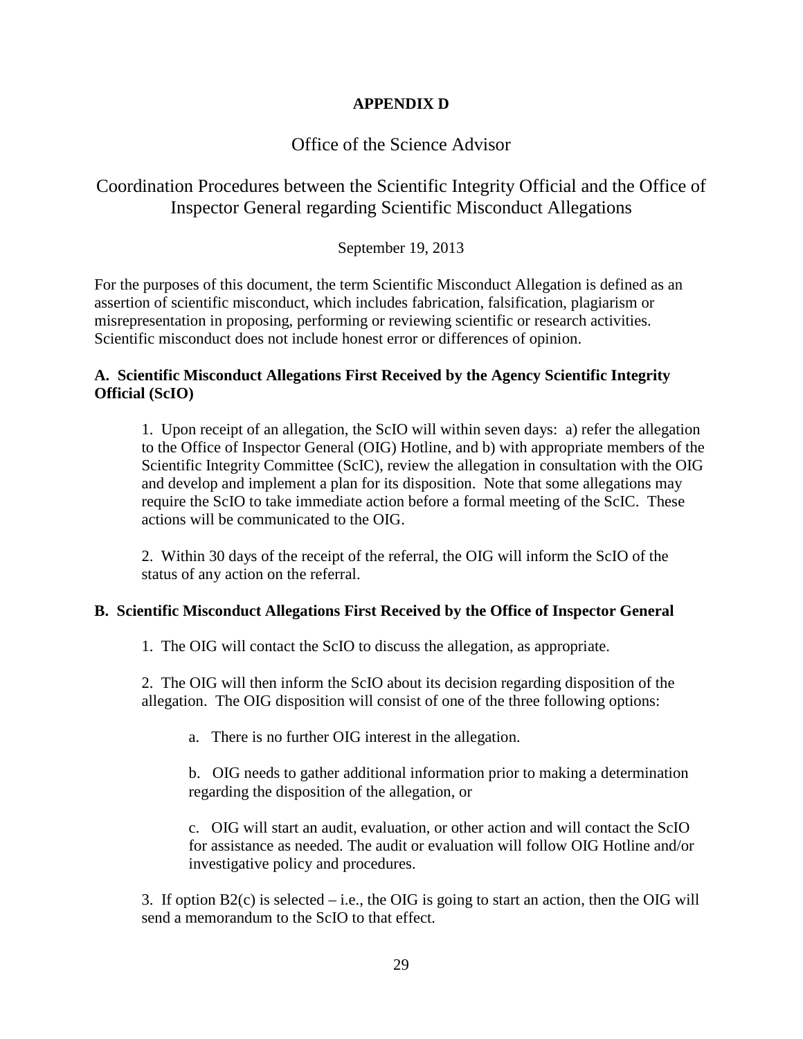**APPENDIX D**

# Office of the Science Advisor

## Coordination Procedures between the Scientific Integrity Official and the Office of Inspector General regarding Scientific Misconduct Allegations

September 19, 2013

For the purposes of this document, the term Scientific Misconduct Allegation is defined as an assertion of scientific misconduct, which includes fabrication, falsification, plagiarism or misrepresentation in proposing, performing or reviewing scientific or research activities. Scientific misconduct does not include honest error or differences of opinion.

### A. Scientific Misconduct Allegations First Received by the Agency Scientific Integrity Official (ScIO)

1. Upon receipt of an allegation, the ScIO will within seven days: a) refer the allegation to the Office of Inspector General (OIG) Hotline, and b) with appropriate members of the Scientific Integrity Committee (ScIC), review the allegation in consultation with the OIG and develop and implement a plan for its disposition. Note that some allegations may require the ScIO to take immediate action before a formal meeting of the ScIC. These actions will be communicated to the OIG.

2. Within 30 days of the receipt of the referral, the OIG will inform the ScIO of the status of any action on the referral.

### B. Scientific Misconduct Allegations First Received by the Office of Inspector General

1. The OIG will contact the ScIO to discuss the allegation, as appropriate.

2. The OIG will then inform the ScIO about its decision regarding disposition of the allegation. The OIG disposition will consist of one of the three following options:

   a. There is no further OIG interest in the allegation.

   b. OIG needs to gather additional information prior to making a determination regarding the disposition of the allegation, or

   c. OIG will start an audit, evaluation, or other action and will contact the ScIO for assistance as needed. The audit or evaluation will follow OIG Hotline and/or investigative policy and procedures.

3. If option B2(c) is selected – i.e., the OIG is going to start an action, then the OIG will send a memorandum to the ScIO to that effect.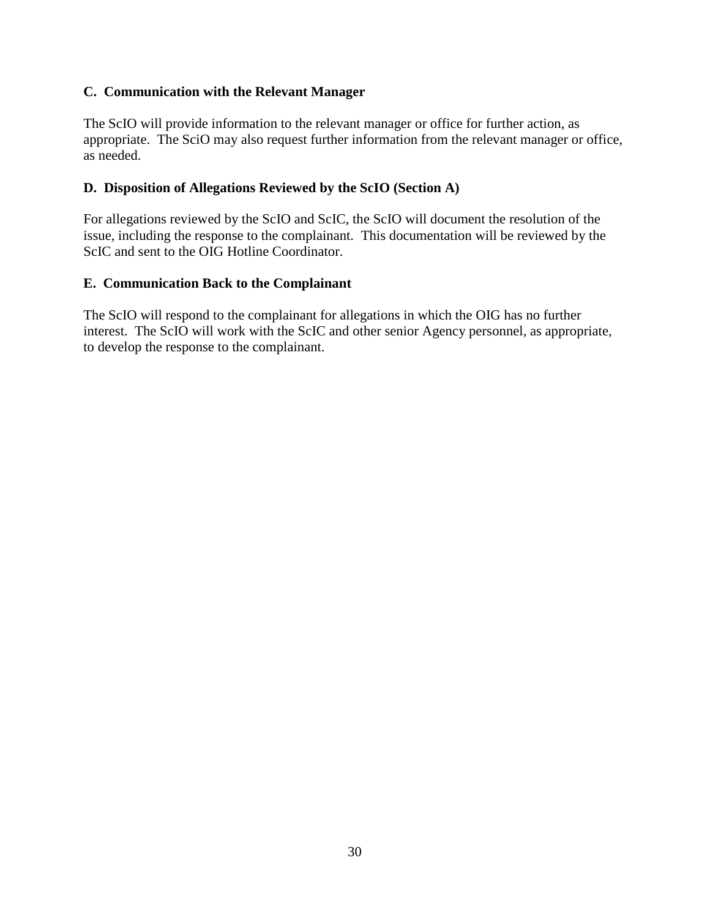### C. Communication with the Relevant Manager

The ScIO will provide information to the relevant manager or office for further action, as appropriate. The SciO may also request further information from the relevant manager or office, as needed.

### D. Disposition of Allegations Reviewed by the ScIO (Section A)

For allegations reviewed by the ScIO and ScIC, the ScIO will document the resolution of the issue, including the response to the complainant. This documentation will be reviewed by the ScIC and sent to the OIG Hotline Coordinator.

### E. Communication Back to the Complainant

The ScIO will respond to the complainant for allegations in which the OIG has no further interest. The ScIO will work with the ScIC and other senior Agency personnel, as appropriate, to develop the response to the complainant.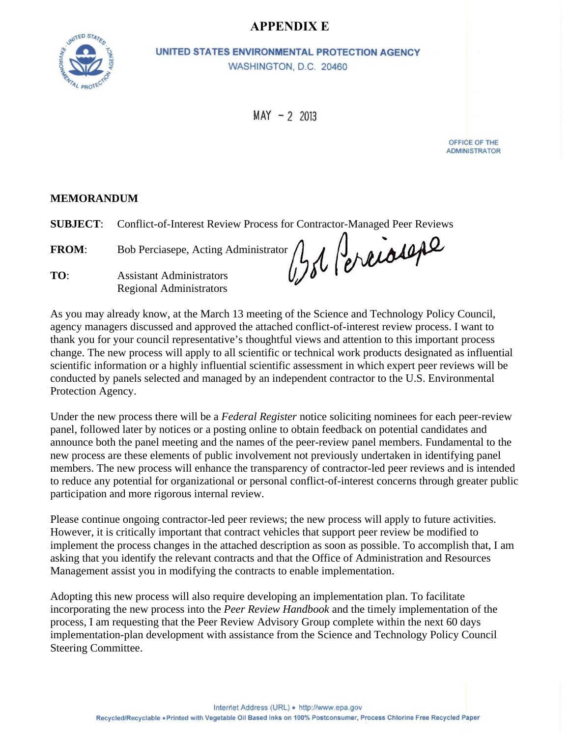# APPENDIX E

**UNITED STATES ENVIRONMENTAL PROTECTION AGENCY**
WASHINGTON, D.C. 20460

MAY - 2 2013

OFFICE OF THE ADMINISTRATOR

**MEMORANDUM**

**SUBJECT**: Conflict-of-Interest Review Process for Contractor-Managed Peer Reviews

**FROM**: Bob Perciasepe, Acting Administrator

**TO**: Assistant Administrators
Regional Administrators

As you may already know, at the March 13 meeting of the Science and Technology Policy Council, agency managers discussed and approved the attached conflict-of-interest review process. I want to thank you for your council representative's thoughtful views and attention to this important process change. The new process will apply to all scientific or technical work products designated as influential scientific information or a highly influential scientific assessment in which expert peer reviews will be conducted by panels selected and managed by an independent contractor to the U.S. Environmental Protection Agency.

Under the new process there will be a *Federal Register* notice soliciting nominees for each peer-review panel, followed later by notices or a posting online to obtain feedback on potential candidates and announce both the panel meeting and the names of the peer-review panel members. Fundamental to the new process are these elements of public involvement not previously undertaken in identifying panel members. The new process will enhance the transparency of contractor-led peer reviews and is intended to reduce any potential for organizational or personal conflict-of-interest concerns through greater public participation and more rigorous internal review.

Please continue ongoing contractor-led peer reviews; the new process will apply to future activities. However, it is critically important that contract vehicles that support peer review be modified to implement the process changes in the attached description as soon as possible. To accomplish that, I am asking that you identify the relevant contracts and that the Office of Administration and Resources Management assist you in modifying the contracts to enable implementation.

Adopting this new process will also require developing an implementation plan. To facilitate incorporating the new process into the *Peer Review Handbook* and the timely implementation of the process, I am requesting that the Peer Review Advisory Group complete within the next 60 days implementation-plan development with assistance from the Science and Technology Policy Council Steering Committee.

Internet Address (URL) • http://www.epa.gov
Recycled/Recyclable • Printed with Vegetable Oil Based Inks on 100% Postconsumer, Process Chlorine Free Recycled Paper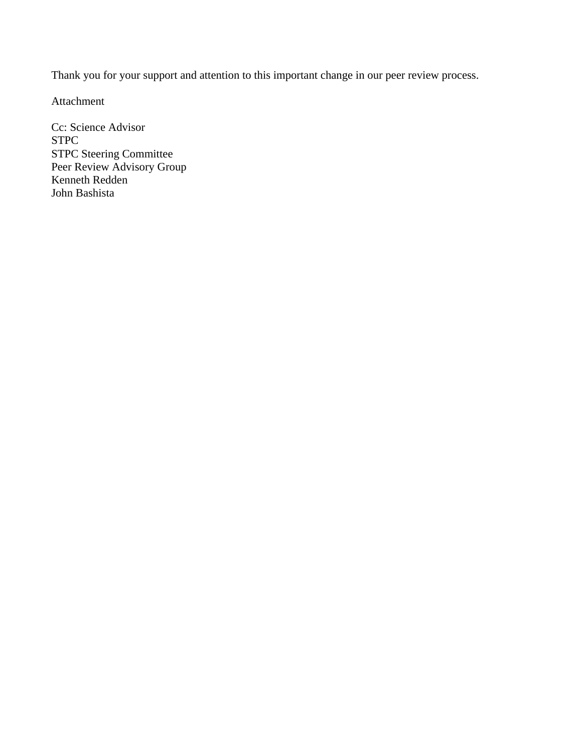Thank you for your support and attention to this important change in our peer review process.

Attachment

Cc: Science Advisor  
STPC  
STPC Steering Committee  
Peer Review Advisory Group  
Kenneth Redden  
John Bashista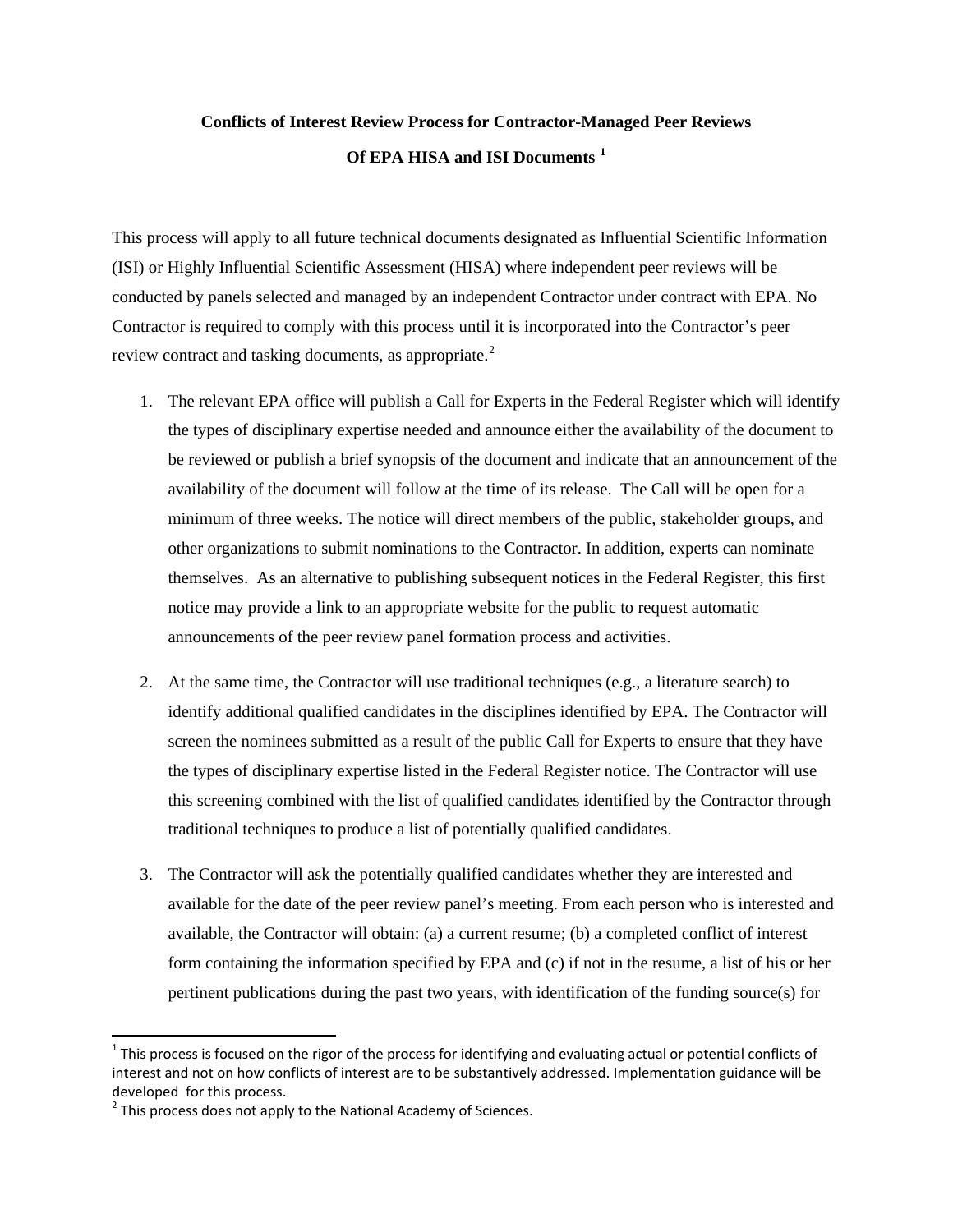**Conflicts of Interest Review Process for Contractor-Managed Peer Reviews**

**Of EPA HISA and ISI Documents [1]**

This process will apply to all future technical documents designated as Influential Scientific Information (ISI) or Highly Influential Scientific Assessment (HISA) where independent peer reviews will be conducted by panels selected and managed by an independent Contractor under contract with EPA. No Contractor is required to comply with this process until it is incorporated into the Contractor's peer review contract and tasking documents, as appropriate.[2]

1. The relevant EPA office will publish a Call for Experts in the Federal Register which will identify the types of disciplinary expertise needed and announce either the availability of the document to be reviewed or publish a brief synopsis of the document and indicate that an announcement of the availability of the document will follow at the time of its release. The Call will be open for a minimum of three weeks. The notice will direct members of the public, stakeholder groups, and other organizations to submit nominations to the Contractor. In addition, experts can nominate themselves. As an alternative to publishing subsequent notices in the Federal Register, this first notice may provide a link to an appropriate website for the public to request automatic announcements of the peer review panel formation process and activities.

2. At the same time, the Contractor will use traditional techniques (e.g., a literature search) to identify additional qualified candidates in the disciplines identified by EPA. The Contractor will screen the nominees submitted as a result of the public Call for Experts to ensure that they have the types of disciplinary expertise listed in the Federal Register notice. The Contractor will use this screening combined with the list of qualified candidates identified by the Contractor through traditional techniques to produce a list of potentially qualified candidates.

3. The Contractor will ask the potentially qualified candidates whether they are interested and available for the date of the peer review panel's meeting. From each person who is interested and available, the Contractor will obtain: (a) a current resume; (b) a completed conflict of interest form containing the information specified by EPA and (c) if not in the resume, a list of his or her pertinent publications during the past two years, with identification of the funding source(s) for

---

[1] This process is focused on the rigor of the process for identifying and evaluating actual or potential conflicts of interest and not on how conflicts of interest are to be substantively addressed. Implementation guidance will be developed for this process.

[2] This process does not apply to the National Academy of Sciences.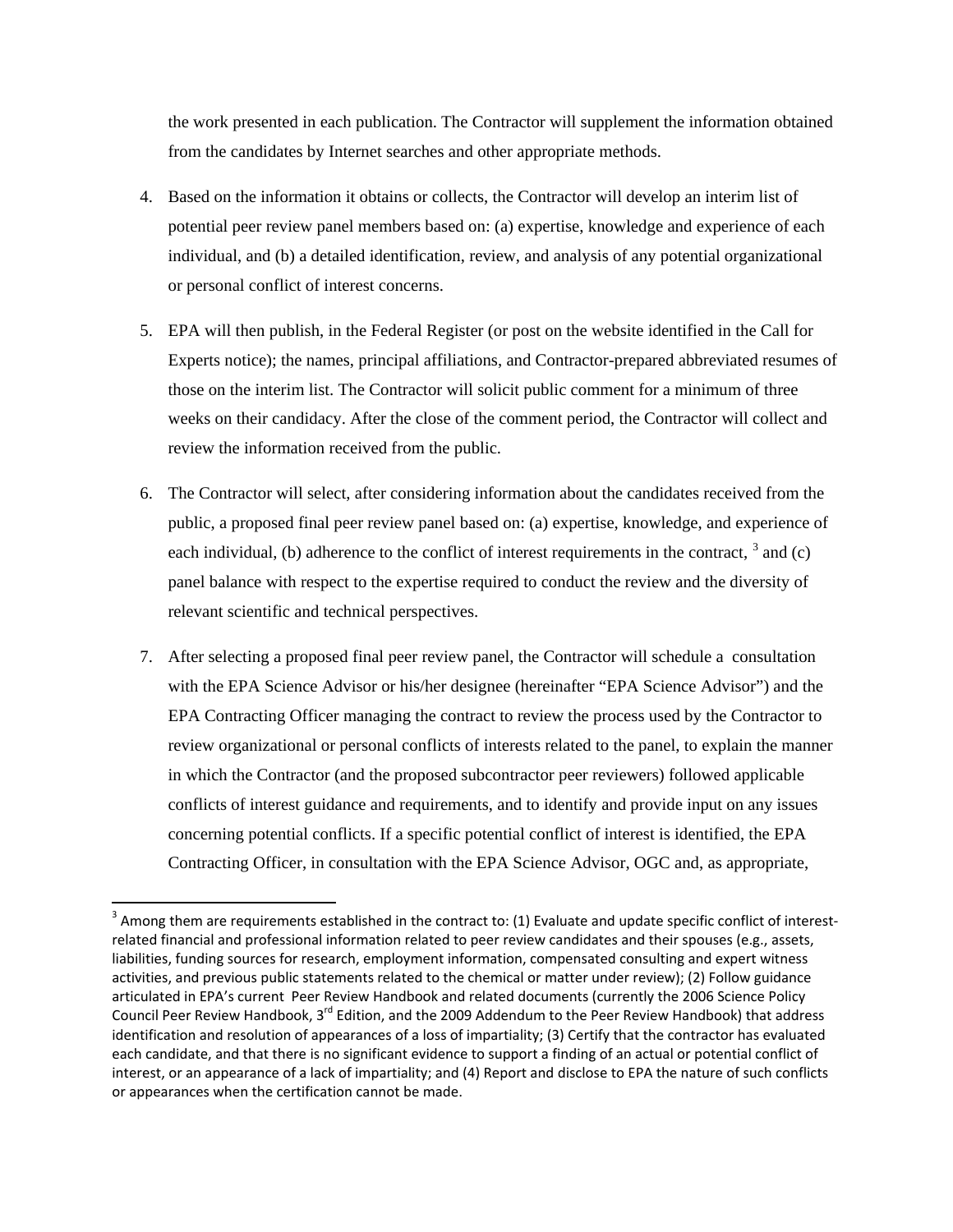the work presented in each publication. The Contractor will supplement the information obtained from the candidates by Internet searches and other appropriate methods.

4. Based on the information it obtains or collects, the Contractor will develop an interim list of potential peer review panel members based on: (a) expertise, knowledge and experience of each individual, and (b) a detailed identification, review, and analysis of any potential organizational or personal conflict of interest concerns.

5. EPA will then publish, in the Federal Register (or post on the website identified in the Call for Experts notice); the names, principal affiliations, and Contractor-prepared abbreviated resumes of those on the interim list. The Contractor will solicit public comment for a minimum of three weeks on their candidacy. After the close of the comment period, the Contractor will collect and review the information received from the public.

6. The Contractor will select, after considering information about the candidates received from the public, a proposed final peer review panel based on: (a) expertise, knowledge, and experience of each individual, (b) adherence to the conflict of interest requirements in the contract, [3] and (c) panel balance with respect to the expertise required to conduct the review and the diversity of relevant scientific and technical perspectives.

7. After selecting a proposed final peer review panel, the Contractor will schedule a consultation with the EPA Science Advisor or his/her designee (hereinafter "EPA Science Advisor") and the EPA Contracting Officer managing the contract to review the process used by the Contractor to review organizational or personal conflicts of interests related to the panel, to explain the manner in which the Contractor (and the proposed subcontractor peer reviewers) followed applicable conflicts of interest guidance and requirements, and to identify and provide input on any issues concerning potential conflicts. If a specific potential conflict of interest is identified, the EPA Contracting Officer, in consultation with the EPA Science Advisor, OGC and, as appropriate,

---

[3] Among them are requirements established in the contract to: (1) Evaluate and update specific conflict of interest-related financial and professional information related to peer review candidates and their spouses (e.g., assets, liabilities, funding sources for research, employment information, compensated consulting and expert witness activities, and previous public statements related to the chemical or matter under review); (2) Follow guidance articulated in EPA's current Peer Review Handbook and related documents (currently the 2006 Science Policy Council Peer Review Handbook, 3rd Edition, and the 2009 Addendum to the Peer Review Handbook) that address identification and resolution of appearances of a loss of impartiality; (3) Certify that the contractor has evaluated each candidate, and that there is no significant evidence to support a finding of an actual or potential conflict of interest, or an appearance of a lack of impartiality; and (4) Report and disclose to EPA the nature of such conflicts or appearances when the certification cannot be made.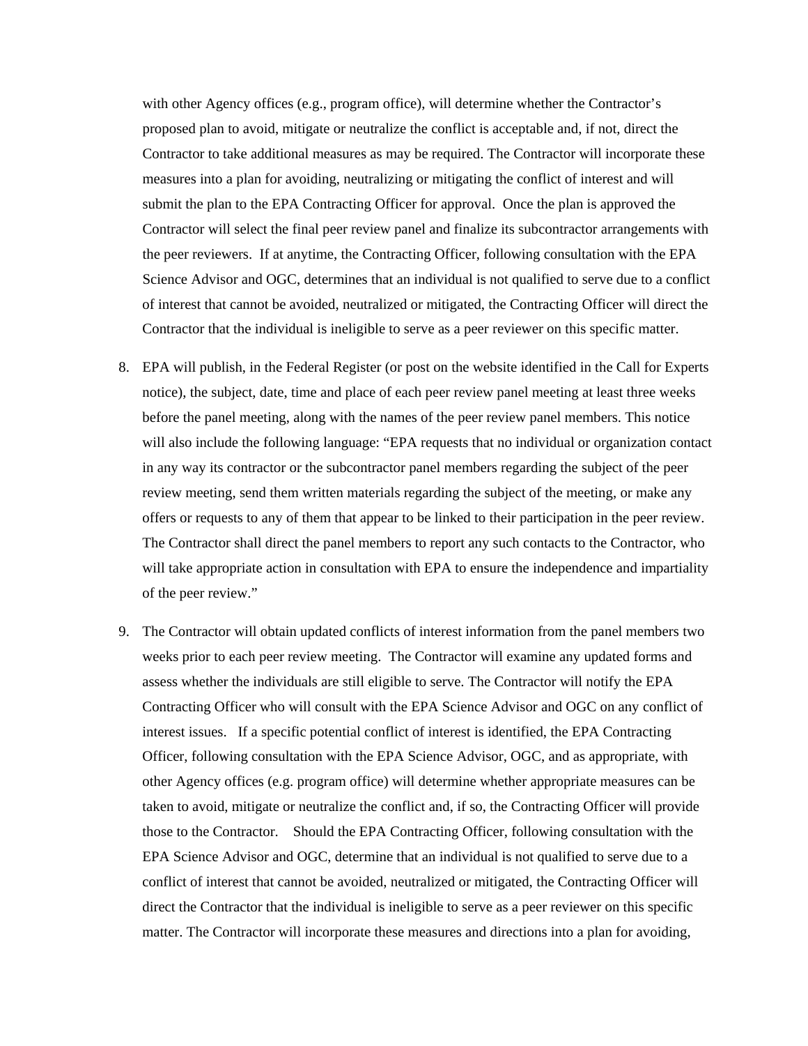with other Agency offices (e.g., program office), will determine whether the Contractor's proposed plan to avoid, mitigate or neutralize the conflict is acceptable and, if not, direct the Contractor to take additional measures as may be required. The Contractor will incorporate these measures into a plan for avoiding, neutralizing or mitigating the conflict of interest and will submit the plan to the EPA Contracting Officer for approval. Once the plan is approved the Contractor will select the final peer review panel and finalize its subcontractor arrangements with the peer reviewers. If at anytime, the Contracting Officer, following consultation with the EPA Science Advisor and OGC, determines that an individual is not qualified to serve due to a conflict of interest that cannot be avoided, neutralized or mitigated, the Contracting Officer will direct the Contractor that the individual is ineligible to serve as a peer reviewer on this specific matter.

8. EPA will publish, in the Federal Register (or post on the website identified in the Call for Experts notice), the subject, date, time and place of each peer review panel meeting at least three weeks before the panel meeting, along with the names of the peer review panel members. This notice will also include the following language: "EPA requests that no individual or organization contact in any way its contractor or the subcontractor panel members regarding the subject of the peer review meeting, send them written materials regarding the subject of the meeting, or make any offers or requests to any of them that appear to be linked to their participation in the peer review. The Contractor shall direct the panel members to report any such contacts to the Contractor, who will take appropriate action in consultation with EPA to ensure the independence and impartiality of the peer review."

9. The Contractor will obtain updated conflicts of interest information from the panel members two weeks prior to each peer review meeting. The Contractor will examine any updated forms and assess whether the individuals are still eligible to serve. The Contractor will notify the EPA Contracting Officer who will consult with the EPA Science Advisor and OGC on any conflict of interest issues. If a specific potential conflict of interest is identified, the EPA Contracting Officer, following consultation with the EPA Science Advisor, OGC, and as appropriate, with other Agency offices (e.g. program office) will determine whether appropriate measures can be taken to avoid, mitigate or neutralize the conflict and, if so, the Contracting Officer will provide those to the Contractor. Should the EPA Contracting Officer, following consultation with the EPA Science Advisor and OGC, determine that an individual is not qualified to serve due to a conflict of interest that cannot be avoided, neutralized or mitigated, the Contracting Officer will direct the Contractor that the individual is ineligible to serve as a peer reviewer on this specific matter. The Contractor will incorporate these measures and directions into a plan for avoiding,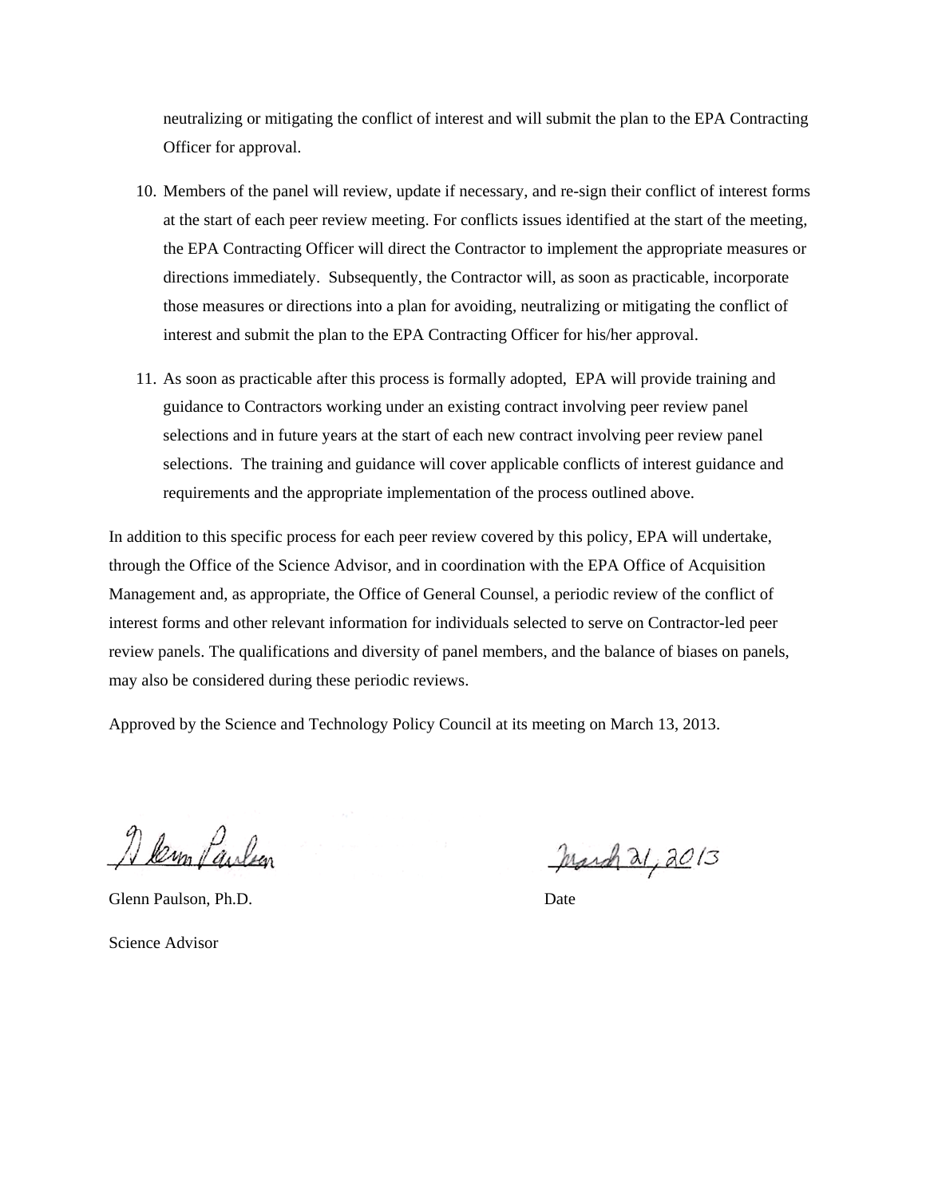neutralizing or mitigating the conflict of interest and will submit the plan to the EPA Contracting Officer for approval.

10. Members of the panel will review, update if necessary, and re-sign their conflict of interest forms at the start of each peer review meeting. For conflicts issues identified at the start of the meeting, the EPA Contracting Officer will direct the Contractor to implement the appropriate measures or directions immediately. Subsequently, the Contractor will, as soon as practicable, incorporate those measures or directions into a plan for avoiding, neutralizing or mitigating the conflict of interest and submit the plan to the EPA Contracting Officer for his/her approval.

11. As soon as practicable after this process is formally adopted, EPA will provide training and guidance to Contractors working under an existing contract involving peer review panel selections and in future years at the start of each new contract involving peer review panel selections. The training and guidance will cover applicable conflicts of interest guidance and requirements and the appropriate implementation of the process outlined above.

In addition to this specific process for each peer review covered by this policy, EPA will undertake, through the Office of the Science Advisor, and in coordination with the EPA Office of Acquisition Management and, as appropriate, the Office of General Counsel, a periodic review of the conflict of interest forms and other relevant information for individuals selected to serve on Contractor-led peer review panels. The qualifications and diversity of panel members, and the balance of biases on panels, may also be considered during these periodic reviews.

Approved by the Science and Technology Policy Council at its meeting on March 13, 2013.

Glenn Paulson — March 21, 2013

Glenn Paulson, Ph.D. — Date

Science Advisor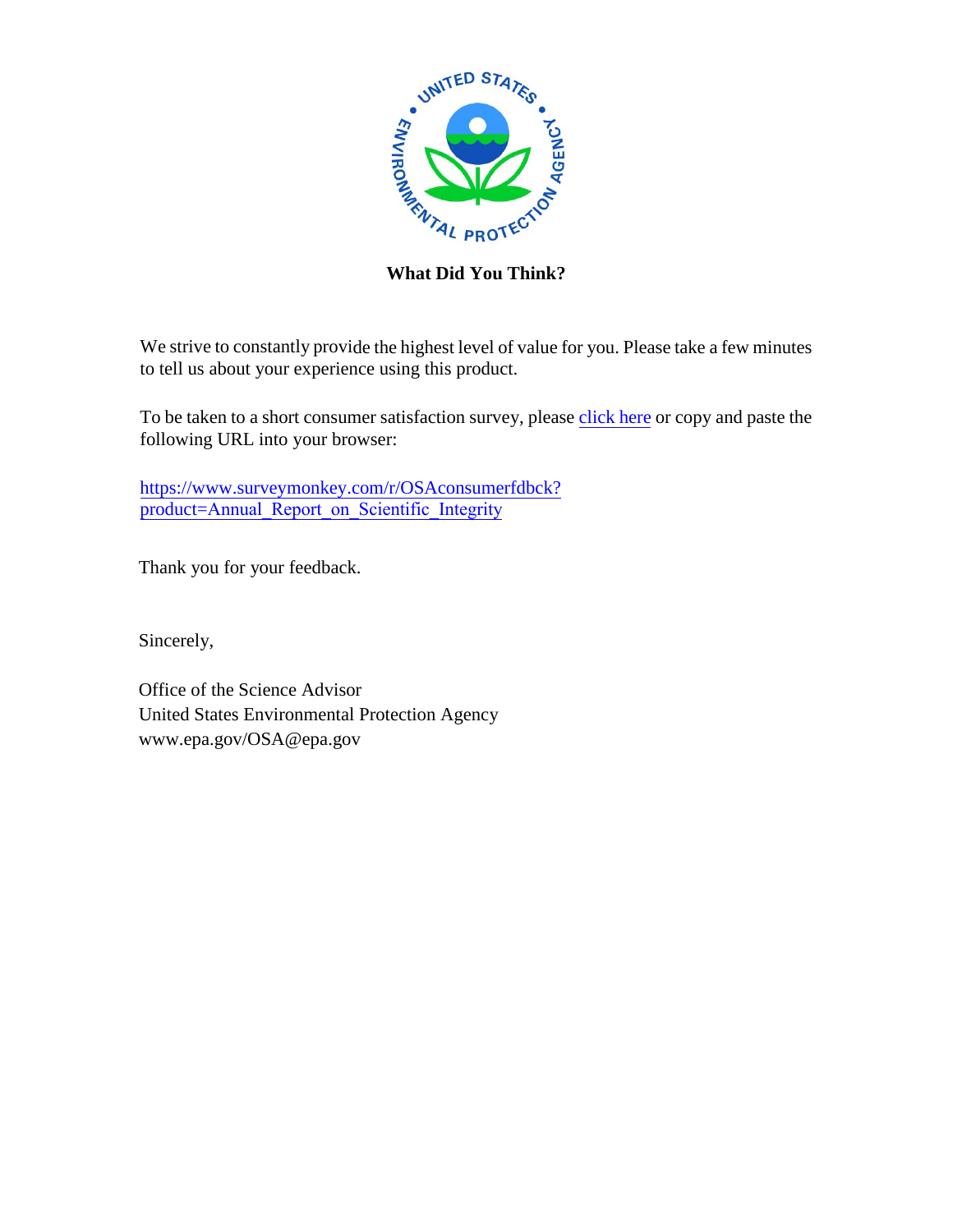**What Did You Think?**

We strive to constantly provide the highest level of value for you. Please take a few minutes to tell us about your experience using this product.

To be taken to a short consumer satisfaction survey, please click here or copy and paste the following URL into your browser:

https://www.surveymonkey.com/r/OSAconsumerfdbck?product=Annual_Report_on_Scientific_Integrity

Thank you for your feedback.

Sincerely,

Office of the Science Advisor
United States Environmental Protection Agency
www.epa.gov/OSA@epa.gov